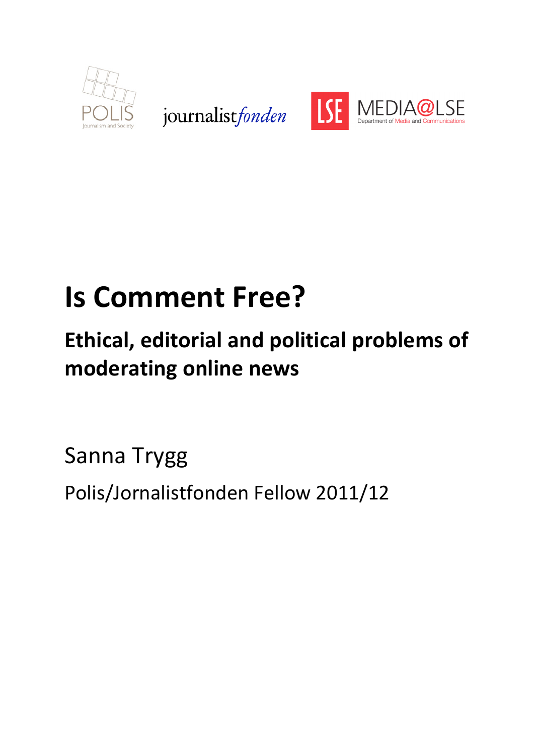# Is Comment Free?

## Ethical, editorial and political problems of moderating online news

Sanna Trygg

Polis/Jornalistfonden Fellow 2011/12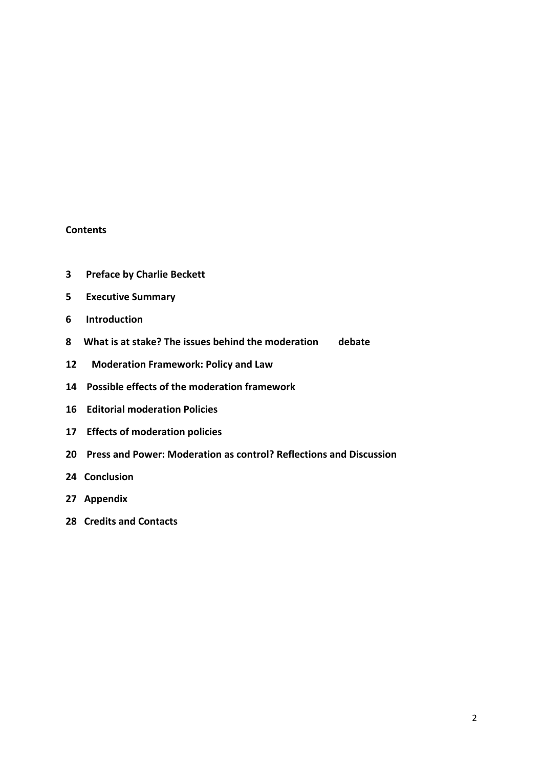**Contents**

- 3 **Preface by Charlie Beckett**
- 5 **Executive Summary**
- 6 **Introduction**
- 8 **What is at stake? The issues behind the moderation debate**
- 12 **Moderation Framework: Policy and Law**
- 14 **Possible effects of the moderation framework**
- 16 **Editorial moderation Policies**
- 17 **Effects of moderation policies**
- 20 **Press and Power: Moderation as control? Reflections and Discussion**
- 24 **Conclusion**
- 27 **Appendix**
- 28 **Credits and Contacts**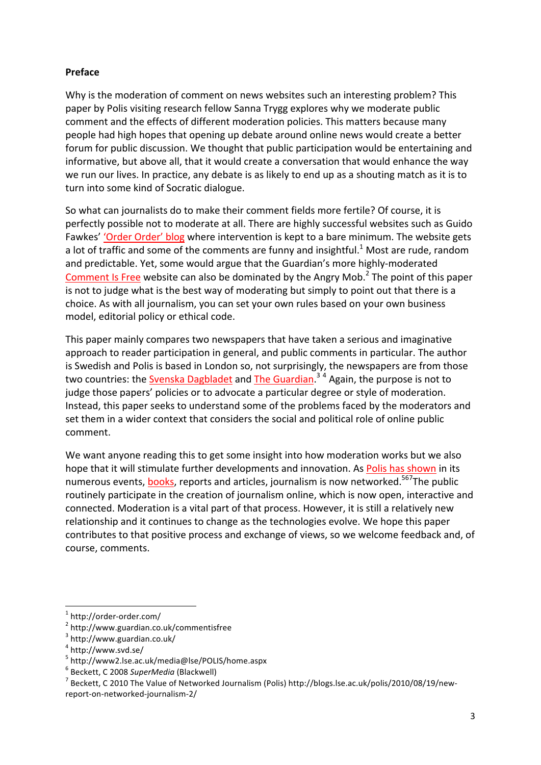**Preface**

Why is the moderation of comment on news websites such an interesting problem? This paper by Polis visiting research fellow Sanna Trygg explores why we moderate public comment and the effects of different moderation policies. This matters because many people had high hopes that opening up debate around online news would create a better forum for public discussion. We thought that public participation would be entertaining and informative, but above all, that it would create a conversation that would enhance the way we run our lives. In practice, any debate is as likely to end up as a shouting match as it is to turn into some kind of Socratic dialogue.

So what can journalists do to make their comment fields more fertile? Of course, it is perfectly possible not to moderate at all. There are highly successful websites such as Guido Fawkes' 'Order Order' blog where intervention is kept to a bare minimum. The website gets a lot of traffic and some of the comments are funny and insightful.[1] Most are rude, random and predictable. Yet, some would argue that the Guardian's more highly-moderated Comment Is Free website can also be dominated by the Angry Mob.[2] The point of this paper is not to judge what is the best way of moderating but simply to point out that there is a choice. As with all journalism, you can set your own rules based on your own business model, editorial policy or ethical code.

This paper mainly compares two newspapers that have taken a serious and imaginative approach to reader participation in general, and public comments in particular. The author is Swedish and Polis is based in London so, not surprisingly, the newspapers are from those two countries: the Svenska Dagbladet and The Guardian.[3] [4] Again, the purpose is not to judge those papers' policies or to advocate a particular degree or style of moderation. Instead, this paper seeks to understand some of the problems faced by the moderators and set them in a wider context that considers the social and political role of online public comment.

We want anyone reading this to get some insight into how moderation works but we also hope that it will stimulate further developments and innovation. As Polis has shown in its numerous events, books, reports and articles, journalism is now networked.[5][6][7] The public routinely participate in the creation of journalism online, which is now open, interactive and connected. Moderation is a vital part of that process. However, it is still a relatively new relationship and it continues to change as the technologies evolve. We hope this paper contributes to that positive process and exchange of views, so we welcome feedback and, of course, comments.

---

[1] http://order-order.com/

[2] http://www.guardian.co.uk/commentisfree

[3] http://www.guardian.co.uk/

[4] http://www.svd.se/

[5] http://www2.lse.ac.uk/media@lse/POLIS/home.aspx

[6] Beckett, C 2008 *SuperMedia* (Blackwell)

[7] Beckett, C 2010 The Value of Networked Journalism (Polis) http://blogs.lse.ac.uk/polis/2010/08/19/new-report-on-networked-journalism-2/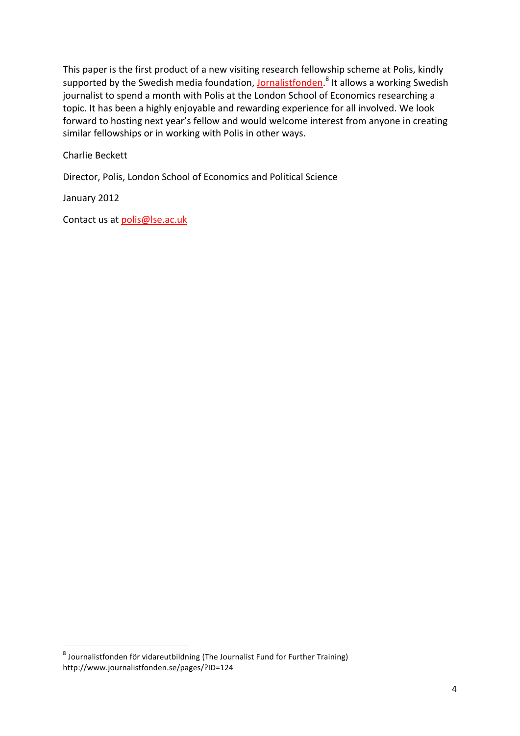This paper is the first product of a new visiting research fellowship scheme at Polis, kindly supported by the Swedish media foundation, Jornalistfonden.[8] It allows a working Swedish journalist to spend a month with Polis at the London School of Economics researching a topic. It has been a highly enjoyable and rewarding experience for all involved. We look forward to hosting next year's fellow and would welcome interest from anyone in creating similar fellowships or in working with Polis in other ways.

Charlie Beckett

Director, Polis, London School of Economics and Political Science

January 2012

Contact us at polis@lse.ac.uk

---

[8] Journalistfonden för vidareutbildning (The Journalist Fund for Further Training) http://www.journalistfonden.se/pages/?ID=124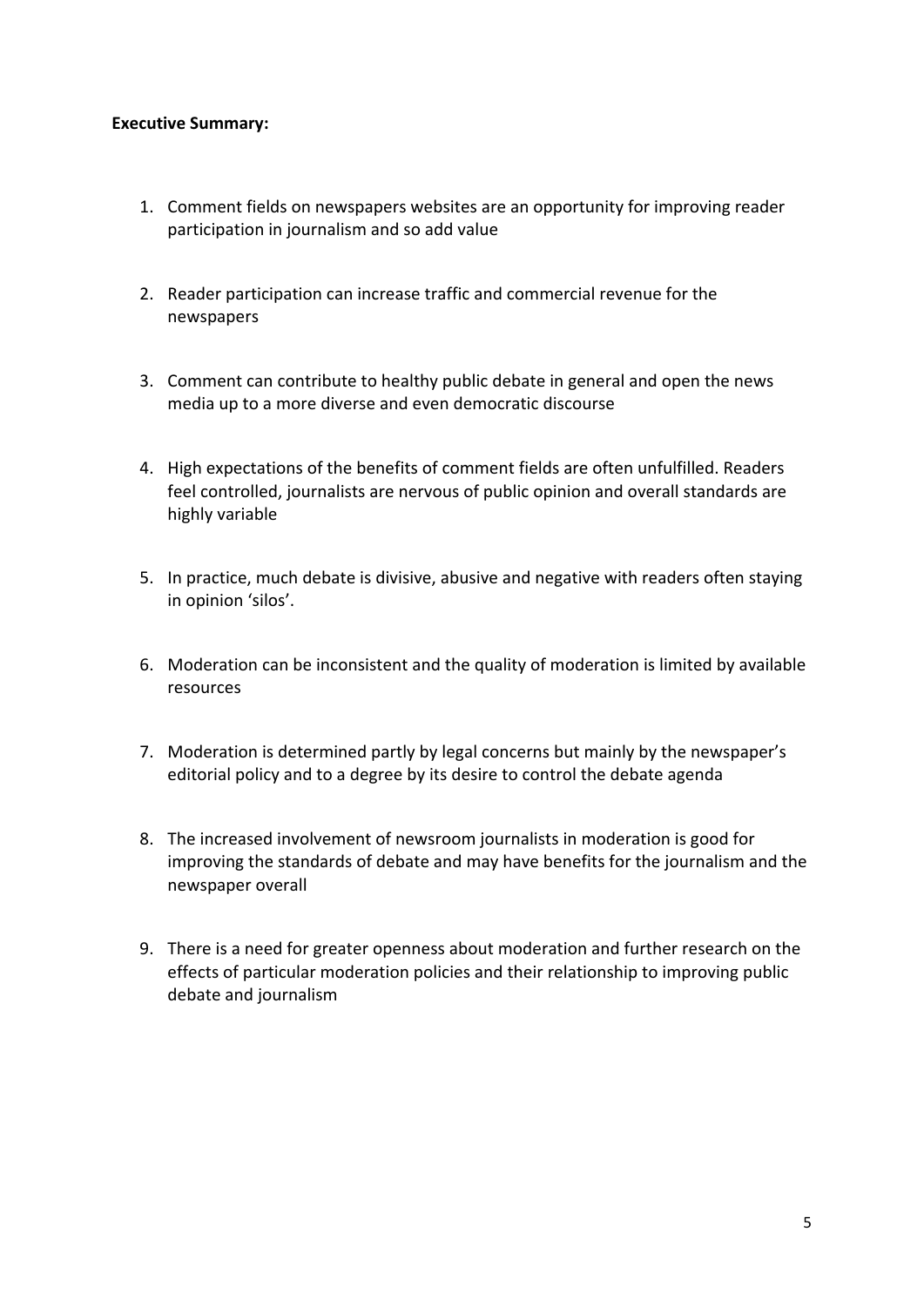**Executive Summary:**

1. Comment fields on newspapers websites are an opportunity for improving reader participation in journalism and so add value
2. Reader participation can increase traffic and commercial revenue for the newspapers
3. Comment can contribute to healthy public debate in general and open the news media up to a more diverse and even democratic discourse
4. High expectations of the benefits of comment fields are often unfulfilled. Readers feel controlled, journalists are nervous of public opinion and overall standards are highly variable
5. In practice, much debate is divisive, abusive and negative with readers often staying in opinion 'silos'.
6. Moderation can be inconsistent and the quality of moderation is limited by available resources
7. Moderation is determined partly by legal concerns but mainly by the newspaper's editorial policy and to a degree by its desire to control the debate agenda
8. The increased involvement of newsroom journalists in moderation is good for improving the standards of debate and may have benefits for the journalism and the newspaper overall
9. There is a need for greater openness about moderation and further research on the effects of particular moderation policies and their relationship to improving public debate and journalism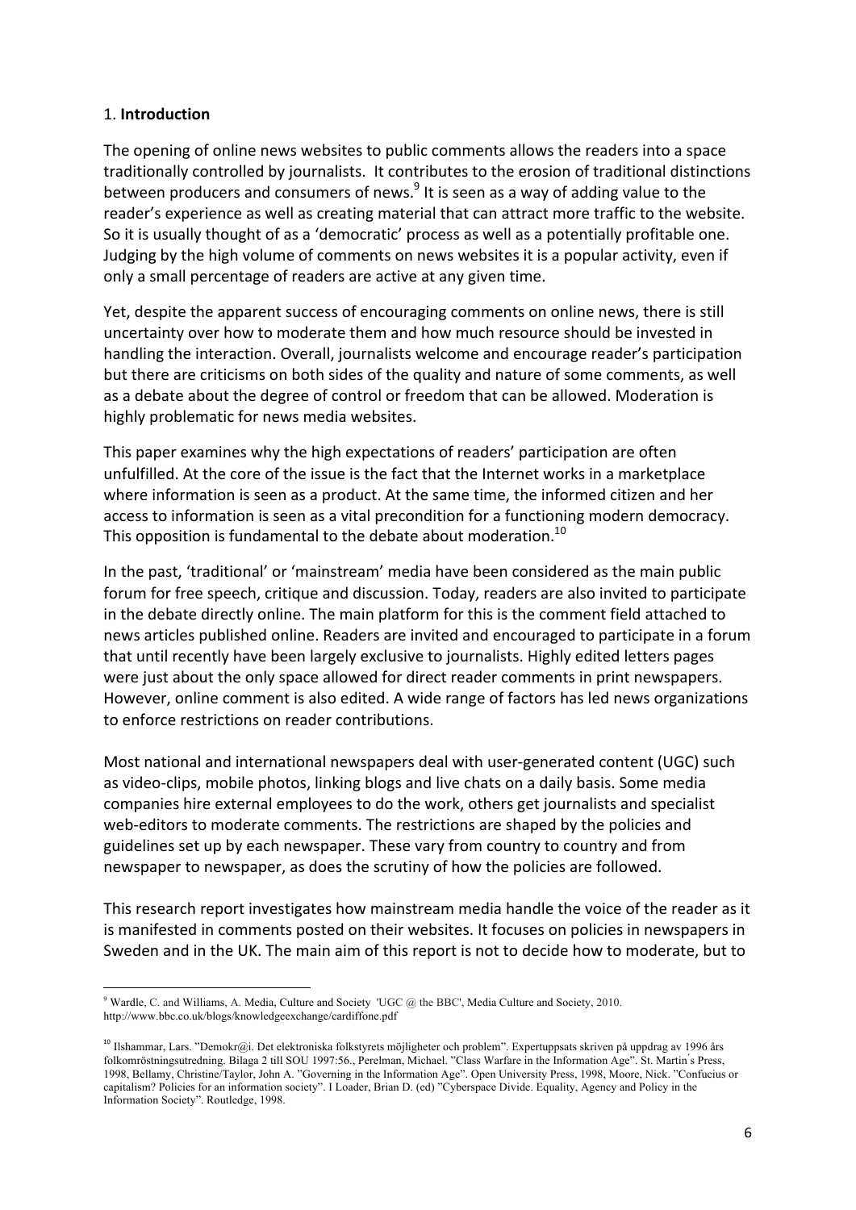## 1. **Introduction**

The opening of online news websites to public comments allows the readers into a space traditionally controlled by journalists. It contributes to the erosion of traditional distinctions between producers and consumers of news.[9] It is seen as a way of adding value to the reader's experience as well as creating material that can attract more traffic to the website. So it is usually thought of as a 'democratic' process as well as a potentially profitable one. Judging by the high volume of comments on news websites it is a popular activity, even if only a small percentage of readers are active at any given time.

Yet, despite the apparent success of encouraging comments on online news, there is still uncertainty over how to moderate them and how much resource should be invested in handling the interaction. Overall, journalists welcome and encourage reader's participation but there are criticisms on both sides of the quality and nature of some comments, as well as a debate about the degree of control or freedom that can be allowed. Moderation is highly problematic for news media websites.

This paper examines why the high expectations of readers' participation are often unfulfilled. At the core of the issue is the fact that the Internet works in a marketplace where information is seen as a product. At the same time, the informed citizen and her access to information is seen as a vital precondition for a functioning modern democracy. This opposition is fundamental to the debate about moderation.[10]

In the past, 'traditional' or 'mainstream' media have been considered as the main public forum for free speech, critique and discussion. Today, readers are also invited to participate in the debate directly online. The main platform for this is the comment field attached to news articles published online. Readers are invited and encouraged to participate in a forum that until recently have been largely exclusive to journalists. Highly edited letters pages were just about the only space allowed for direct reader comments in print newspapers. However, online comment is also edited. A wide range of factors has led news organizations to enforce restrictions on reader contributions.

Most national and international newspapers deal with user-generated content (UGC) such as video-clips, mobile photos, linking blogs and live chats on a daily basis. Some media companies hire external employees to do the work, others get journalists and specialist web-editors to moderate comments. The restrictions are shaped by the policies and guidelines set up by each newspaper. These vary from country to country and from newspaper to newspaper, as does the scrutiny of how the policies are followed.

This research report investigates how mainstream media handle the voice of the reader as it is manifested in comments posted on their websites. It focuses on policies in newspapers in Sweden and in the UK. The main aim of this report is not to decide how to moderate, but to

---

[9] Wardle, C. and Williams, A. Media, Culture and Society 'UGC @ the BBC', Media Culture and Society, 2010. http://www.bbc.co.uk/blogs/knowledgeexchange/cardiffone.pdf

[10] Ilshammar, Lars. "Demokr@i. Det elektroniska folkstyrets möjligheter och problem". Expertuppsats skriven på uppdrag av 1996 års folkomröstningsutredning. Bilaga 2 till SOU 1997:56., Perelman, Michael. "Class Warfare in the Information Age". St. Martin's Press, 1998, Bellamy, Christine/Taylor, John A. "Governing in the Information Age". Open University Press, 1998, Moore, Nick. "Confucius or capitalism? Policies for an information society". I Loader, Brian D. (ed) "Cyberspace Divide. Equality, Agency and Policy in the Information Society". Routledge, 1998.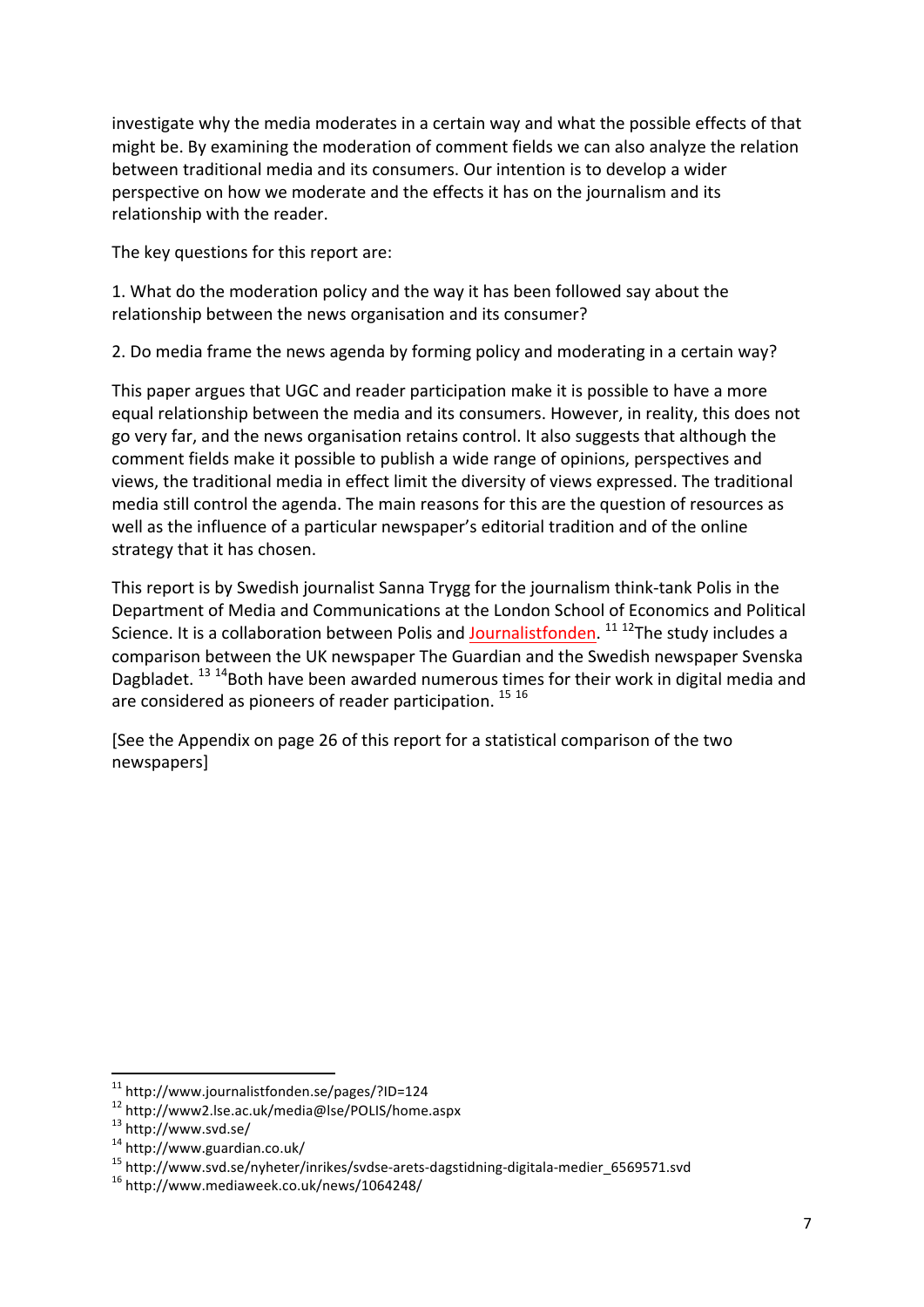investigate why the media moderates in a certain way and what the possible effects of that might be. By examining the moderation of comment fields we can also analyze the relation between traditional media and its consumers. Our intention is to develop a wider perspective on how we moderate and the effects it has on the journalism and its relationship with the reader.

The key questions for this report are:

1. What do the moderation policy and the way it has been followed say about the relationship between the news organisation and its consumer?

2. Do media frame the news agenda by forming policy and moderating in a certain way?

This paper argues that UGC and reader participation make it is possible to have a more equal relationship between the media and its consumers. However, in reality, this does not go very far, and the news organisation retains control. It also suggests that although the comment fields make it possible to publish a wide range of opinions, perspectives and views, the traditional media in effect limit the diversity of views expressed. The traditional media still control the agenda. The main reasons for this are the question of resources as well as the influence of a particular newspaper's editorial tradition and of the online strategy that it has chosen.

This report is by Swedish journalist Sanna Trygg for the journalism think-tank Polis in the Department of Media and Communications at the London School of Economics and Political Science. It is a collaboration between Polis and Journalistfonden. [11] [12]The study includes a comparison between the UK newspaper The Guardian and the Swedish newspaper Svenska Dagbladet. [13] [14]Both have been awarded numerous times for their work in digital media and are considered as pioneers of reader participation. [15] [16]

[See the Appendix on page 26 of this report for a statistical comparison of the two newspapers]

---

[11] http://www.journalistfonden.se/pages/?ID=124

[12] http://www2.lse.ac.uk/media@lse/POLIS/home.aspx

[13] http://www.svd.se/

[14] http://www.guardian.co.uk/

[15] http://www.svd.se/nyheter/inrikes/svdse-arets-dagstidning-digitala-medier_6569571.svd

[16] http://www.mediaweek.co.uk/news/1064248/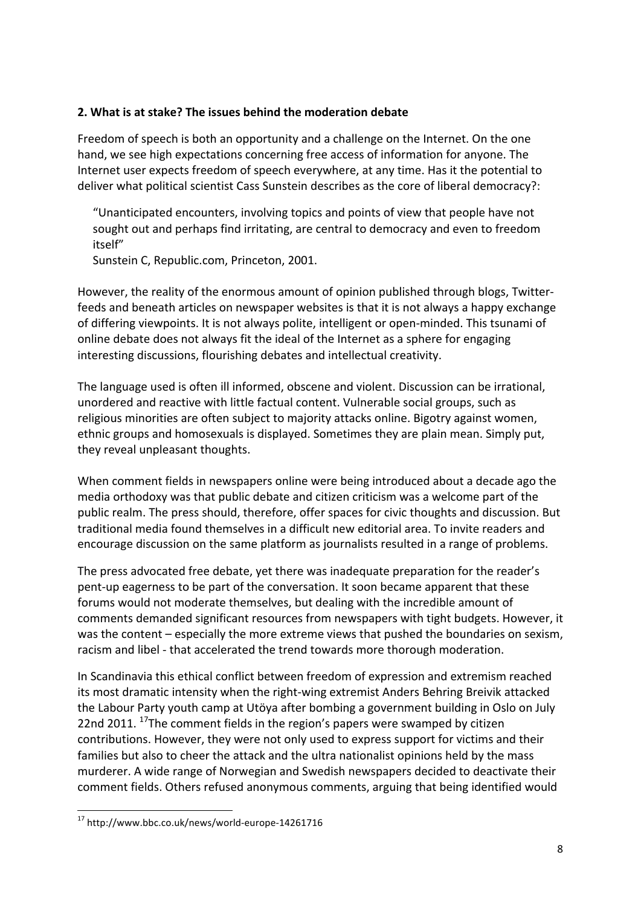## 2. What is at stake? The issues behind the moderation debate

Freedom of speech is both an opportunity and a challenge on the Internet. On the one hand, we see high expectations concerning free access of information for anyone. The Internet user expects freedom of speech everywhere, at any time. Has it the potential to deliver what political scientist Cass Sunstein describes as the core of liberal democracy?:

> "Unanticipated encounters, involving topics and points of view that people have not sought out and perhaps find irritating, are central to democracy and even to freedom itself"
>
> Sunstein C, Republic.com, Princeton, 2001.

However, the reality of the enormous amount of opinion published through blogs, Twitter-feeds and beneath articles on newspaper websites is that it is not always a happy exchange of differing viewpoints. It is not always polite, intelligent or open-minded. This tsunami of online debate does not always fit the ideal of the Internet as a sphere for engaging interesting discussions, flourishing debates and intellectual creativity.

The language used is often ill informed, obscene and violent. Discussion can be irrational, unordered and reactive with little factual content. Vulnerable social groups, such as religious minorities are often subject to majority attacks online. Bigotry against women, ethnic groups and homosexuals is displayed. Sometimes they are plain mean. Simply put, they reveal unpleasant thoughts.

When comment fields in newspapers online were being introduced about a decade ago the media orthodoxy was that public debate and citizen criticism was a welcome part of the public realm. The press should, therefore, offer spaces for civic thoughts and discussion. But traditional media found themselves in a difficult new editorial area. To invite readers and encourage discussion on the same platform as journalists resulted in a range of problems.

The press advocated free debate, yet there was inadequate preparation for the reader's pent-up eagerness to be part of the conversation. It soon became apparent that these forums would not moderate themselves, but dealing with the incredible amount of comments demanded significant resources from newspapers with tight budgets. However, it was the content – especially the more extreme views that pushed the boundaries on sexism, racism and libel - that accelerated the trend towards more thorough moderation.

In Scandinavia this ethical conflict between freedom of expression and extremism reached its most dramatic intensity when the right-wing extremist Anders Behring Breivik attacked the Labour Party youth camp at Utöya after bombing a government building in Oslo on July 22nd 2011. [17]The comment fields in the region's papers were swamped by citizen contributions. However, they were not only used to express support for victims and their families but also to cheer the attack and the ultra nationalist opinions held by the mass murderer. A wide range of Norwegian and Swedish newspapers decided to deactivate their comment fields. Others refused anonymous comments, arguing that being identified would

[17] http://www.bbc.co.uk/news/world-europe-14261716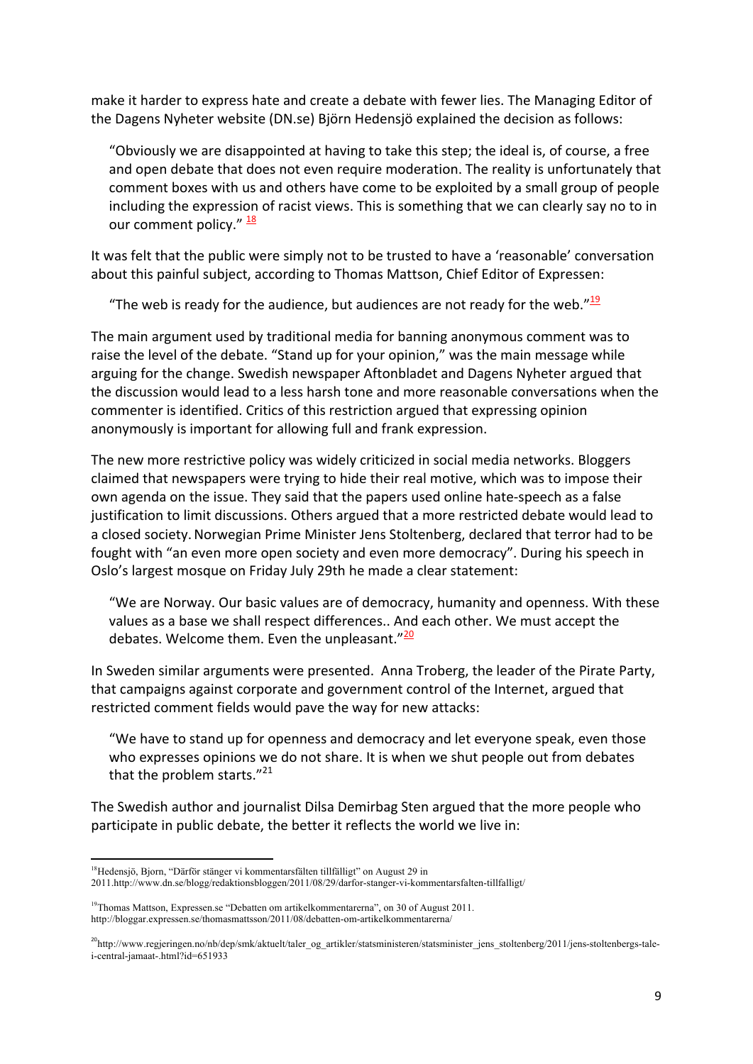make it harder to express hate and create a debate with fewer lies. The Managing Editor of the Dagens Nyheter website (DN.se) Björn Hedensjö explained the decision as follows:

> "Obviously we are disappointed at having to take this step; the ideal is, of course, a free and open debate that does not even require moderation. The reality is unfortunately that comment boxes with us and others have come to be exploited by a small group of people including the expression of racist views. This is something that we can clearly say no to in our comment policy." [18]

It was felt that the public were simply not to be trusted to have a 'reasonable' conversation about this painful subject, according to Thomas Mattson, Chief Editor of Expressen:

> "The web is ready for the audience, but audiences are not ready for the web."[19]

The main argument used by traditional media for banning anonymous comment was to raise the level of the debate. "Stand up for your opinion," was the main message while arguing for the change. Swedish newspaper Aftonbladet and Dagens Nyheter argued that the discussion would lead to a less harsh tone and more reasonable conversations when the commenter is identified. Critics of this restriction argued that expressing opinion anonymously is important for allowing full and frank expression.

The new more restrictive policy was widely criticized in social media networks. Bloggers claimed that newspapers were trying to hide their real motive, which was to impose their own agenda on the issue. They said that the papers used online hate-speech as a false justification to limit discussions. Others argued that a more restricted debate would lead to a closed society. Norwegian Prime Minister Jens Stoltenberg, declared that terror had to be fought with "an even more open society and even more democracy". During his speech in Oslo's largest mosque on Friday July 29th he made a clear statement:

> "We are Norway. Our basic values are of democracy, humanity and openness. With these values as a base we shall respect differences.. And each other. We must accept the debates. Welcome them. Even the unpleasant."[20]

In Sweden similar arguments were presented. Anna Troberg, the leader of the Pirate Party, that campaigns against corporate and government control of the Internet, argued that restricted comment fields would pave the way for new attacks:

> "We have to stand up for openness and democracy and let everyone speak, even those who expresses opinions we do not share. It is when we shut people out from debates that the problem starts."[21]

The Swedish author and journalist Dilsa Demirbag Sten argued that the more people who participate in public debate, the better it reflects the world we live in:

---

[18] Hedensjö, Bjorn, "Därför stänger vi kommentarsfälten tillfälligt" on August 29 in 2011.http://www.dn.se/blogg/redaktionsbloggen/2011/08/29/darfor-stanger-vi-kommentarsfalten-tillfalligt/

[19] Thomas Mattson, Expressen.se "Debatten om artikelkommentarerna", on 30 of August 2011. http://bloggar.expressen.se/thomasmattsson/2011/08/debatten-om-artikelkommentarerna/

[20] http://www.regjeringen.no/nb/dep/smk/aktuelt/taler_og_artikler/statsministeren/statsminister_jens_stoltenberg/2011/jens-stoltenbergs-tale-i-central-jamaat-.html?id=651933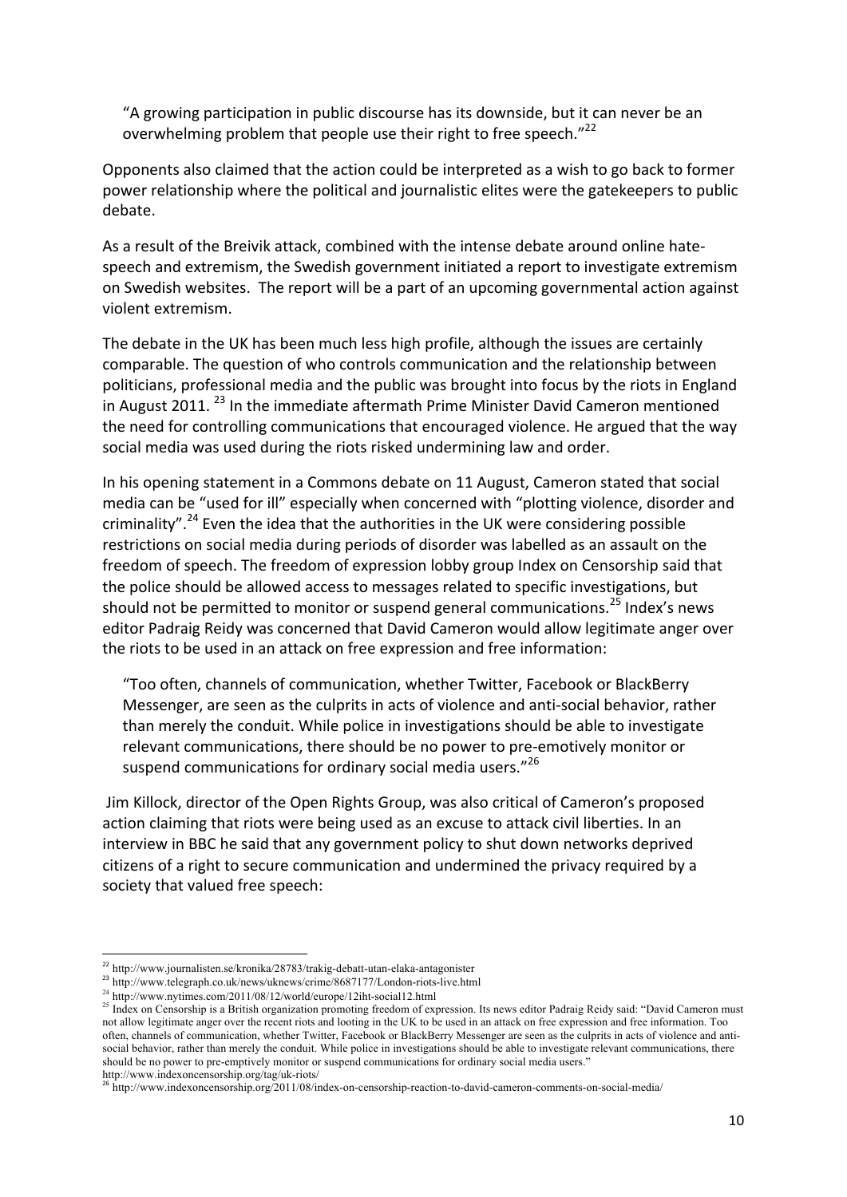> "A growing participation in public discourse has its downside, but it can never be an overwhelming problem that people use their right to free speech."[22]

Opponents also claimed that the action could be interpreted as a wish to go back to former power relationship where the political and journalistic elites were the gatekeepers to public debate.

As a result of the Breivik attack, combined with the intense debate around online hate-speech and extremism, the Swedish government initiated a report to investigate extremism on Swedish websites. The report will be a part of an upcoming governmental action against violent extremism.

The debate in the UK has been much less high profile, although the issues are certainly comparable. The question of who controls communication and the relationship between politicians, professional media and the public was brought into focus by the riots in England in August 2011. [23] In the immediate aftermath Prime Minister David Cameron mentioned the need for controlling communications that encouraged violence. He argued that the way social media was used during the riots risked undermining law and order.

In his opening statement in a Commons debate on 11 August, Cameron stated that social media can be "used for ill" especially when concerned with "plotting violence, disorder and criminality".[24] Even the idea that the authorities in the UK were considering possible restrictions on social media during periods of disorder was labelled as an assault on the freedom of speech. The freedom of expression lobby group Index on Censorship said that the police should be allowed access to messages related to specific investigations, but should not be permitted to monitor or suspend general communications.[25] Index's news editor Padraig Reidy was concerned that David Cameron would allow legitimate anger over the riots to be used in an attack on free expression and free information:

> "Too often, channels of communication, whether Twitter, Facebook or BlackBerry Messenger, are seen as the culprits in acts of violence and anti-social behavior, rather than merely the conduit. While police in investigations should be able to investigate relevant communications, there should be no power to pre-emotively monitor or suspend communications for ordinary social media users."[26]

Jim Killock, director of the Open Rights Group, was also critical of Cameron's proposed action claiming that riots were being used as an excuse to attack civil liberties. In an interview in BBC he said that any government policy to shut down networks deprived citizens of a right to secure communication and undermined the privacy required by a society that valued free speech:

---

[22] http://www.journalisten.se/kronika/28783/trakig-debatt-utan-elaka-antagonister

[23] http://www.telegraph.co.uk/news/uknews/crime/8687177/London-riots-live.html

[24] http://www.nytimes.com/2011/08/12/world/europe/12iht-social12.html

[25] Index on Censorship is a British organization promoting freedom of expression. Its news editor Padraig Reidy said: "David Cameron must not allow legitimate anger over the recent riots and looting in the UK to be used in an attack on free expression and free information. Too often, channels of communication, whether Twitter, Facebook or BlackBerry Messenger are seen as the culprits in acts of violence and anti-social behavior, rather than merely the conduit. While police in investigations should be able to investigate relevant communications, there should be no power to pre-emptively monitor or suspend communications for ordinary social media users." http://www.indexoncensorship.org/tag/uk-riots/

[26] http://www.indexoncensorship.org/2011/08/index-on-censorship-reaction-to-david-cameron-comments-on-social-media/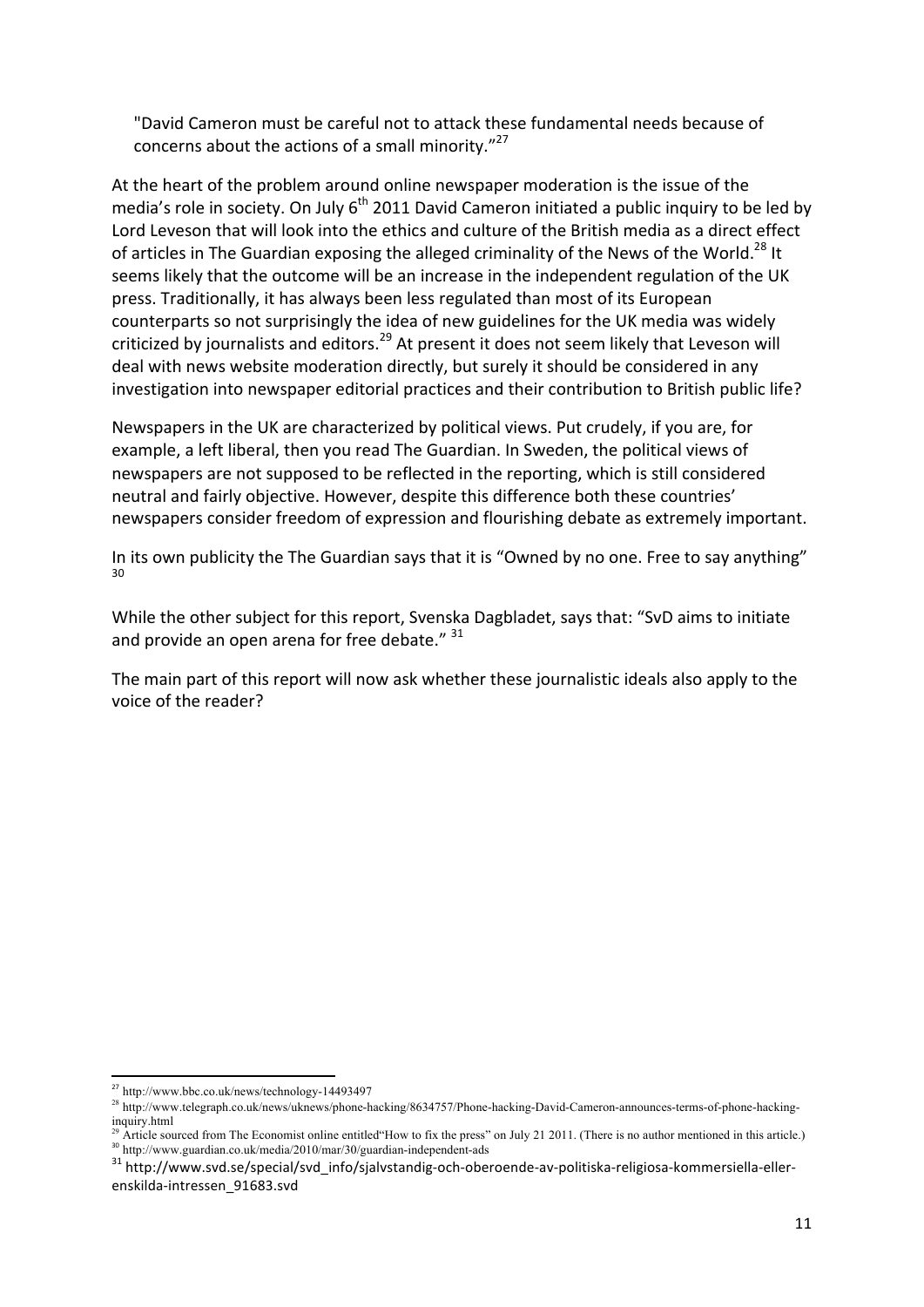"David Cameron must be careful not to attack these fundamental needs because of concerns about the actions of a small minority."[27]

At the heart of the problem around online newspaper moderation is the issue of the media's role in society. On July 6th 2011 David Cameron initiated a public inquiry to be led by Lord Leveson that will look into the ethics and culture of the British media as a direct effect of articles in The Guardian exposing the alleged criminality of the News of the World.[28] It seems likely that the outcome will be an increase in the independent regulation of the UK press. Traditionally, it has always been less regulated than most of its European counterparts so not surprisingly the idea of new guidelines for the UK media was widely criticized by journalists and editors.[29] At present it does not seem likely that Leveson will deal with news website moderation directly, but surely it should be considered in any investigation into newspaper editorial practices and their contribution to British public life?

Newspapers in the UK are characterized by political views. Put crudely, if you are, for example, a left liberal, then you read The Guardian. In Sweden, the political views of newspapers are not supposed to be reflected in the reporting, which is still considered neutral and fairly objective. However, despite this difference both these countries' newspapers consider freedom of expression and flourishing debate as extremely important.

In its own publicity the The Guardian says that it is "Owned by no one. Free to say anything" [30]

While the other subject for this report, Svenska Dagbladet, says that: "SvD aims to initiate and provide an open arena for free debate." [31]

The main part of this report will now ask whether these journalistic ideals also apply to the voice of the reader?

---

[27] http://www.bbc.co.uk/news/technology-14493497

[28] http://www.telegraph.co.uk/news/uknews/phone-hacking/8634757/Phone-hacking-David-Cameron-announces-terms-of-phone-hacking-inquiry.html

[29] Article sourced from The Economist online entitled"How to fix the press" on July 21 2011. (There is no author mentioned in this article.)

[30] http://www.guardian.co.uk/media/2010/mar/30/guardian-independent-ads

[31] http://www.svd.se/special/svd_info/sjalvstandig-och-oberoende-av-politiska-religiosa-kommersiella-eller-enskilda-intressen_91683.svd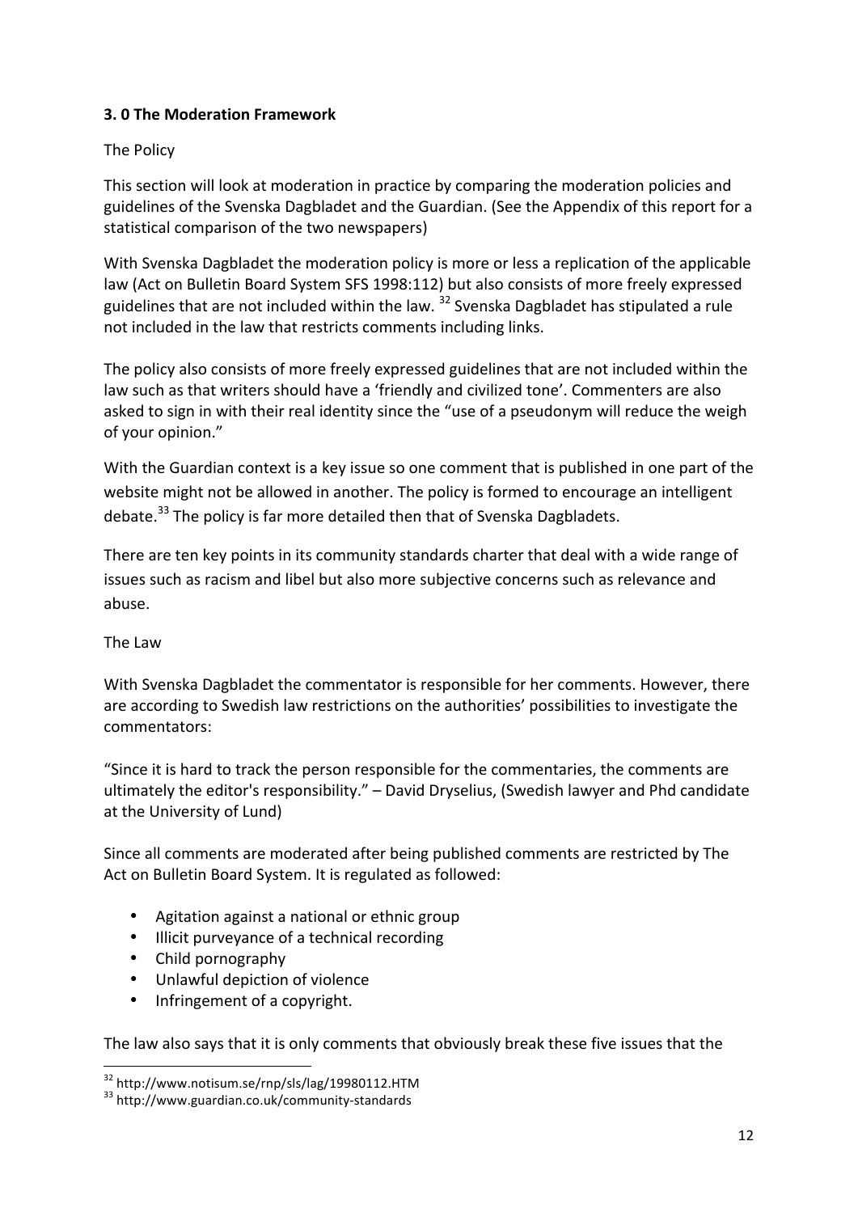## 3. 0 The Moderation Framework

The Policy

This section will look at moderation in practice by comparing the moderation policies and guidelines of the Svenska Dagbladet and the Guardian. (See the Appendix of this report for a statistical comparison of the two newspapers)

With Svenska Dagbladet the moderation policy is more or less a replication of the applicable law (Act on Bulletin Board System SFS 1998:112) but also consists of more freely expressed guidelines that are not included within the law. [32] Svenska Dagbladet has stipulated a rule not included in the law that restricts comments including links.

The policy also consists of more freely expressed guidelines that are not included within the law such as that writers should have a 'friendly and civilized tone'. Commenters are also asked to sign in with their real identity since the "use of a pseudonym will reduce the weigh of your opinion."

With the Guardian context is a key issue so one comment that is published in one part of the website might not be allowed in another. The policy is formed to encourage an intelligent debate.[33] The policy is far more detailed then that of Svenska Dagbladets.

There are ten key points in its community standards charter that deal with a wide range of issues such as racism and libel but also more subjective concerns such as relevance and abuse.

The Law

With Svenska Dagbladet the commentator is responsible for her comments. However, there are according to Swedish law restrictions on the authorities' possibilities to investigate the commentators:

"Since it is hard to track the person responsible for the commentaries, the comments are ultimately the editor's responsibility." – David Dryselius, (Swedish lawyer and Phd candidate at the University of Lund)

Since all comments are moderated after being published comments are restricted by The Act on Bulletin Board System. It is regulated as followed:

- Agitation against a national or ethnic group
- Illicit purveyance of a technical recording
- Child pornography
- Unlawful depiction of violence
- Infringement of a copyright.

The law also says that it is only comments that obviously break these five issues that the

---

[32] http://www.notisum.se/rnp/sls/lag/19980112.HTM

[33] http://www.guardian.co.uk/community-standards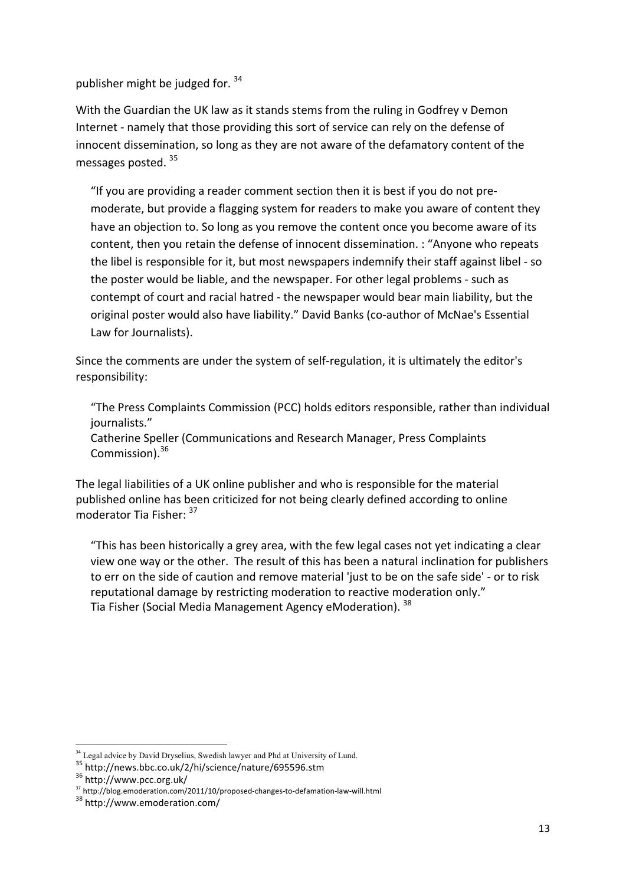publisher might be judged for. [34]

With the Guardian the UK law as it stands stems from the ruling in Godfrey v Demon Internet - namely that those providing this sort of service can rely on the defense of innocent dissemination, so long as they are not aware of the defamatory content of the messages posted. [35]

> "If you are providing a reader comment section then it is best if you do not pre-moderate, but provide a flagging system for readers to make you aware of content they have an objection to. So long as you remove the content once you become aware of its content, then you retain the defense of innocent dissemination. : "Anyone who repeats the libel is responsible for it, but most newspapers indemnify their staff against libel - so the poster would be liable, and the newspaper. For other legal problems - such as contempt of court and racial hatred - the newspaper would bear main liability, but the original poster would also have liability." David Banks (co-author of McNae's Essential Law for Journalists).

Since the comments are under the system of self-regulation, it is ultimately the editor's responsibility:

> "The Press Complaints Commission (PCC) holds editors responsible, rather than individual journalists."
> Catherine Speller (Communications and Research Manager, Press Complaints Commission).[36]

The legal liabilities of a UK online publisher and who is responsible for the material published online has been criticized for not being clearly defined according to online moderator Tia Fisher: [37]

> "This has been historically a grey area, with the few legal cases not yet indicating a clear view one way or the other. The result of this has been a natural inclination for publishers to err on the side of caution and remove material 'just to be on the safe side' - or to risk reputational damage by restricting moderation to reactive moderation only."
> Tia Fisher (Social Media Management Agency eModeration). [38]

---

[34] Legal advice by David Dryselius, Swedish lawyer and Phd at University of Lund.

[35] http://news.bbc.co.uk/2/hi/science/nature/695596.stm

[36] http://www.pcc.org.uk/

[37] http://blog.emoderation.com/2011/10/proposed-changes-to-defamation-law-will.html

[38] http://www.emoderation.com/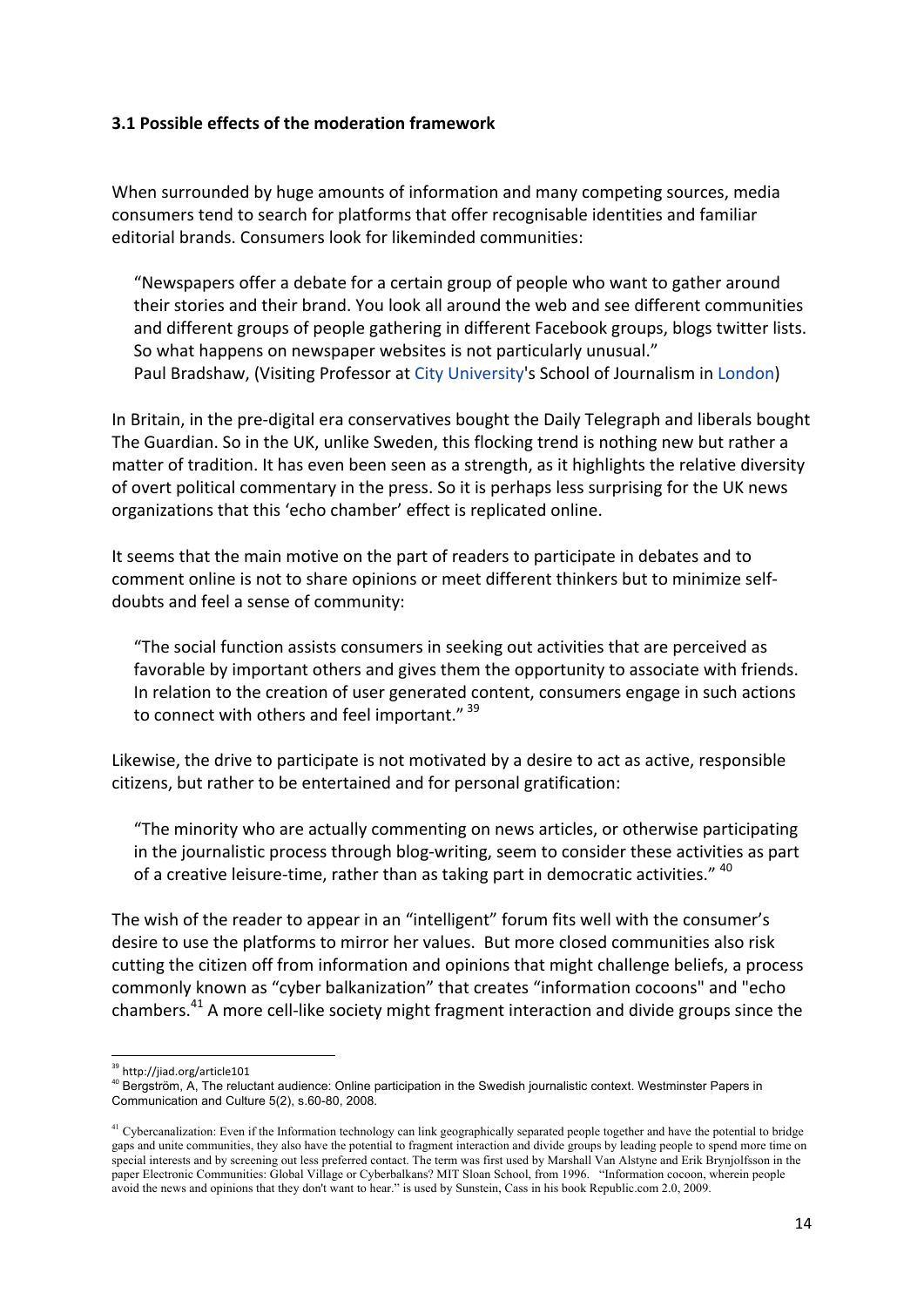### 3.1 Possible effects of the moderation framework

When surrounded by huge amounts of information and many competing sources, media consumers tend to search for platforms that offer recognisable identities and familiar editorial brands. Consumers look for likeminded communities:

> "Newspapers offer a debate for a certain group of people who want to gather around their stories and their brand. You look all around the web and see different communities and different groups of people gathering in different Facebook groups, blogs twitter lists. So what happens on newspaper websites is not particularly unusual."
> Paul Bradshaw, (Visiting Professor at City University's School of Journalism in London)

In Britain, in the pre-digital era conservatives bought the Daily Telegraph and liberals bought The Guardian. So in the UK, unlike Sweden, this flocking trend is nothing new but rather a matter of tradition. It has even been seen as a strength, as it highlights the relative diversity of overt political commentary in the press. So it is perhaps less surprising for the UK news organizations that this 'echo chamber' effect is replicated online.

It seems that the main motive on the part of readers to participate in debates and to comment online is not to share opinions or meet different thinkers but to minimize self-doubts and feel a sense of community:

> "The social function assists consumers in seeking out activities that are perceived as favorable by important others and gives them the opportunity to associate with friends. In relation to the creation of user generated content, consumers engage in such actions to connect with others and feel important." [39]

Likewise, the drive to participate is not motivated by a desire to act as active, responsible citizens, but rather to be entertained and for personal gratification:

> "The minority who are actually commenting on news articles, or otherwise participating in the journalistic process through blog-writing, seem to consider these activities as part of a creative leisure-time, rather than as taking part in democratic activities." [40]

The wish of the reader to appear in an "intelligent" forum fits well with the consumer's desire to use the platforms to mirror her values. But more closed communities also risk cutting the citizen off from information and opinions that might challenge beliefs, a process commonly known as "cyber balkanization" that creates "information cocoons" and "echo chambers.[41] A more cell-like society might fragment interaction and divide groups since the

---

[39] http://jiad.org/article101

[40] Bergström, A, The reluctant audience: Online participation in the Swedish journalistic context. Westminster Papers in Communication and Culture 5(2), s.60-80, 2008.

[41] Cybercanalization: Even if the Information technology can link geographically separated people together and have the potential to bridge gaps and unite communities, they also have the potential to fragment interaction and divide groups by leading people to spend more time on special interests and by screening out less preferred contact. The term was first used by Marshall Van Alstyne and Erik Brynjolfsson in the paper Electronic Communities: Global Village or Cyberbalkans? MIT Sloan School, from 1996. "Information cocoon, wherein people avoid the news and opinions that they don't want to hear." is used by Sunstein, Cass in his book Republic.com 2.0, 2009.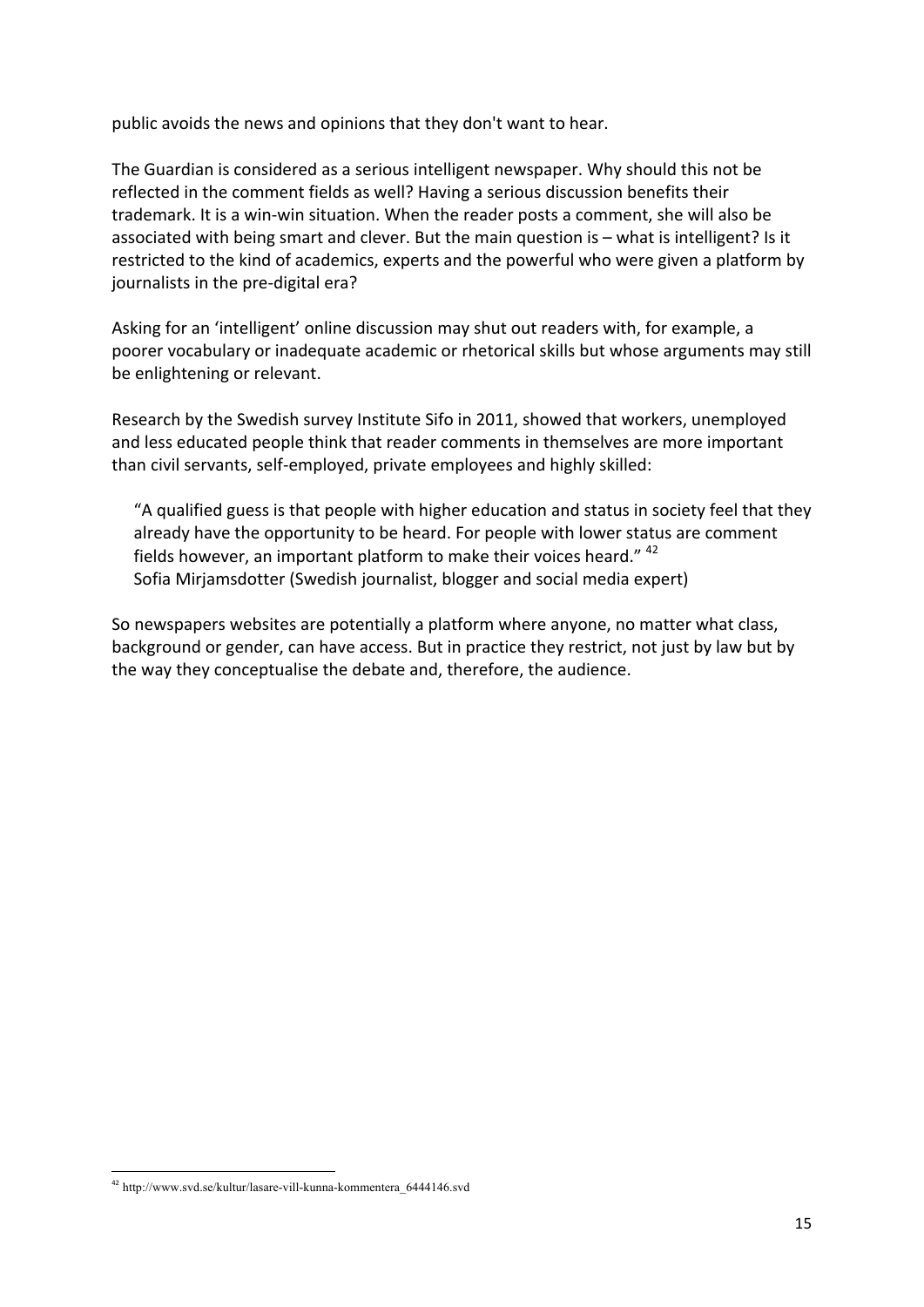public avoids the news and opinions that they don't want to hear.

The Guardian is considered as a serious intelligent newspaper. Why should this not be reflected in the comment fields as well? Having a serious discussion benefits their trademark. It is a win-win situation. When the reader posts a comment, she will also be associated with being smart and clever. But the main question is – what is intelligent? Is it restricted to the kind of academics, experts and the powerful who were given a platform by journalists in the pre-digital era?

Asking for an 'intelligent' online discussion may shut out readers with, for example, a poorer vocabulary or inadequate academic or rhetorical skills but whose arguments may still be enlightening or relevant.

Research by the Swedish survey Institute Sifo in 2011, showed that workers, unemployed and less educated people think that reader comments in themselves are more important than civil servants, self-employed, private employees and highly skilled:

> "A qualified guess is that people with higher education and status in society feel that they already have the opportunity to be heard. For people with lower status are comment fields however, an important platform to make their voices heard." [42]
> Sofia Mirjamsdotter (Swedish journalist, blogger and social media expert)

So newspapers websites are potentially a platform where anyone, no matter what class, background or gender, can have access. But in practice they restrict, not just by law but by the way they conceptualise the debate and, therefore, the audience.

[42] http://www.svd.se/kultur/lasare-vill-kunna-kommentera_6444146.svd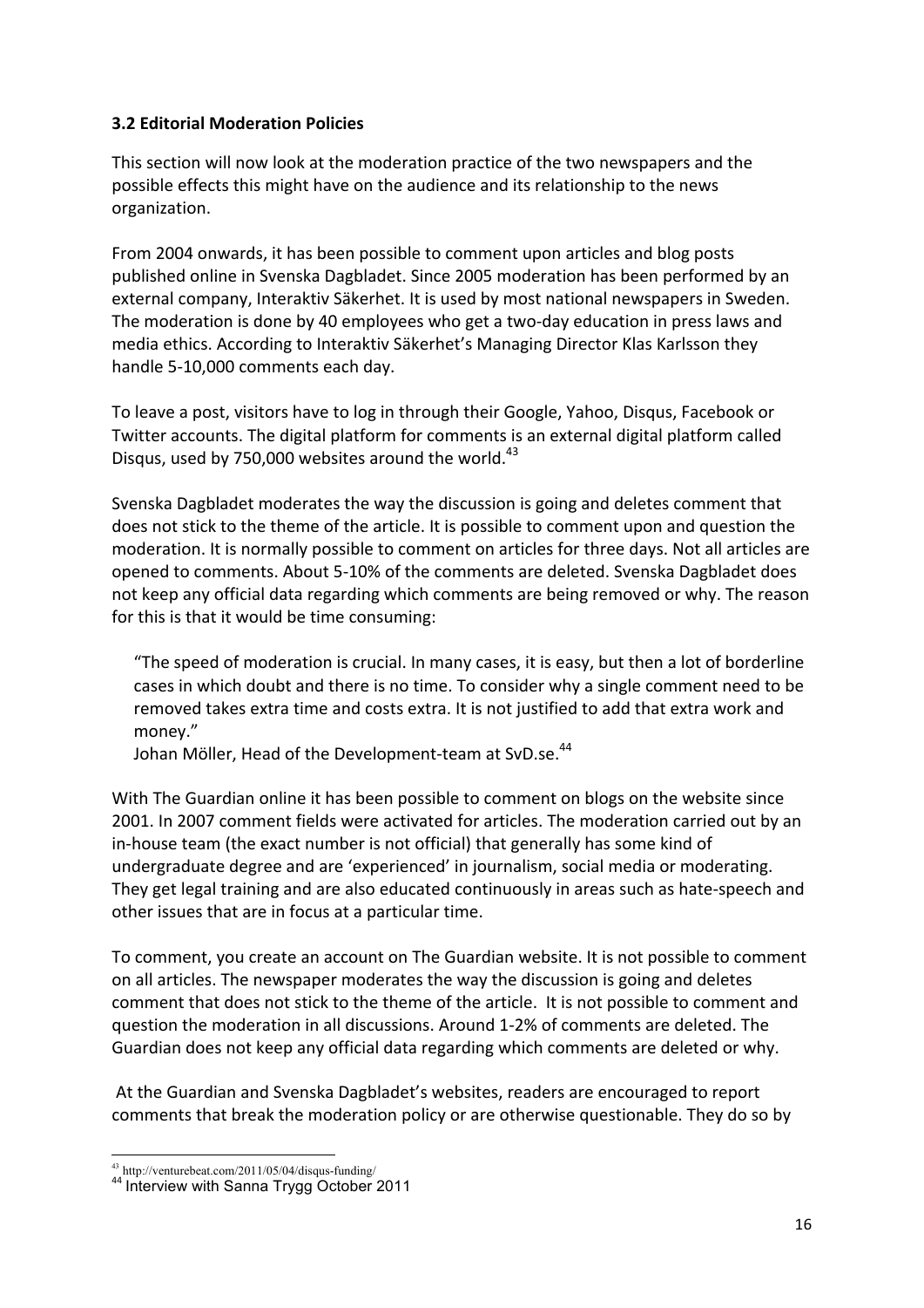### 3.2 Editorial Moderation Policies

This section will now look at the moderation practice of the two newspapers and the possible effects this might have on the audience and its relationship to the news organization.

From 2004 onwards, it has been possible to comment upon articles and blog posts published online in Svenska Dagbladet. Since 2005 moderation has been performed by an external company, Interaktiv Säkerhet. It is used by most national newspapers in Sweden. The moderation is done by 40 employees who get a two-day education in press laws and media ethics. According to Interaktiv Säkerhet's Managing Director Klas Karlsson they handle 5-10,000 comments each day.

To leave a post, visitors have to log in through their Google, Yahoo, Disqus, Facebook or Twitter accounts. The digital platform for comments is an external digital platform called Disqus, used by 750,000 websites around the world.[43]

Svenska Dagbladet moderates the way the discussion is going and deletes comment that does not stick to the theme of the article. It is possible to comment upon and question the moderation. It is normally possible to comment on articles for three days. Not all articles are opened to comments. About 5-10% of the comments are deleted. Svenska Dagbladet does not keep any official data regarding which comments are being removed or why. The reason for this is that it would be time consuming:

> "The speed of moderation is crucial. In many cases, it is easy, but then a lot of borderline cases in which doubt and there is no time. To consider why a single comment need to be removed takes extra time and costs extra. It is not justified to add that extra work and money."
> Johan Möller, Head of the Development-team at SvD.se.[44]

With The Guardian online it has been possible to comment on blogs on the website since 2001. In 2007 comment fields were activated for articles. The moderation carried out by an in-house team (the exact number is not official) that generally has some kind of undergraduate degree and are 'experienced' in journalism, social media or moderating. They get legal training and are also educated continuously in areas such as hate-speech and other issues that are in focus at a particular time.

To comment, you create an account on The Guardian website. It is not possible to comment on all articles. The newspaper moderates the way the discussion is going and deletes comment that does not stick to the theme of the article. It is not possible to comment and question the moderation in all discussions. Around 1-2% of comments are deleted. The Guardian does not keep any official data regarding which comments are deleted or why.

At the Guardian and Svenska Dagbladet's websites, readers are encouraged to report comments that break the moderation policy or are otherwise questionable. They do so by

---

[43] http://venturebeat.com/2011/05/04/disqus-funding/

[44] Interview with Sanna Trygg October 2011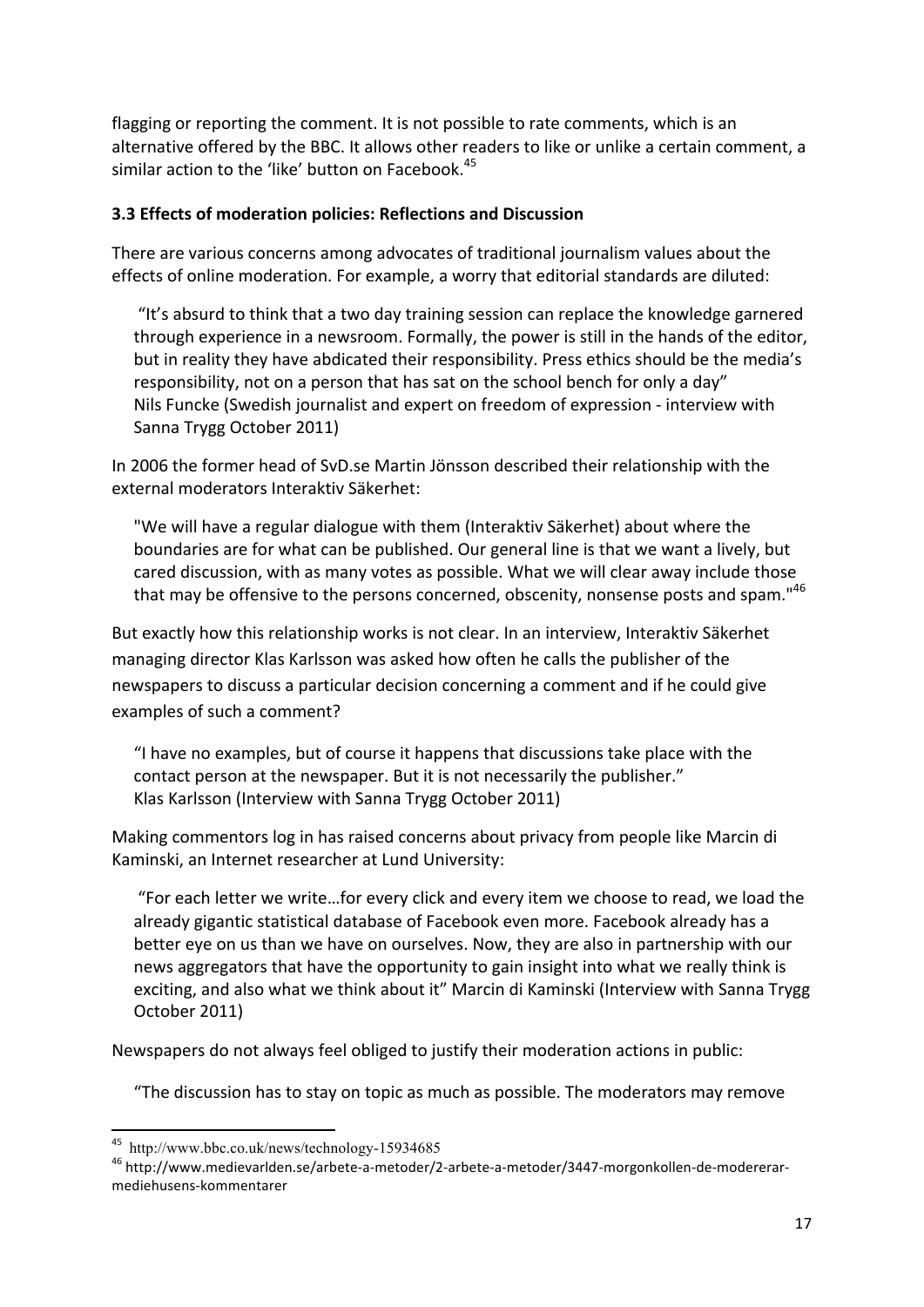flagging or reporting the comment. It is not possible to rate comments, which is an alternative offered by the BBC. It allows other readers to like or unlike a certain comment, a similar action to the 'like' button on Facebook.[45]

### 3.3 Effects of moderation policies: Reflections and Discussion

There are various concerns among advocates of traditional journalism values about the effects of online moderation. For example, a worry that editorial standards are diluted:

> "It's absurd to think that a two day training session can replace the knowledge garnered through experience in a newsroom. Formally, the power is still in the hands of the editor, but in reality they have abdicated their responsibility. Press ethics should be the media's responsibility, not on a person that has sat on the school bench for only a day"
> Nils Funcke (Swedish journalist and expert on freedom of expression - interview with Sanna Trygg October 2011)

In 2006 the former head of SvD.se Martin Jönsson described their relationship with the external moderators Interaktiv Säkerhet:

> "We will have a regular dialogue with them (Interaktiv Säkerhet) about where the boundaries are for what can be published. Our general line is that we want a lively, but cared discussion, with as many votes as possible. What we will clear away include those that may be offensive to the persons concerned, obscenity, nonsense posts and spam."[46]

But exactly how this relationship works is not clear. In an interview, Interaktiv Säkerhet managing director Klas Karlsson was asked how often he calls the publisher of the newspapers to discuss a particular decision concerning a comment and if he could give examples of such a comment?

> "I have no examples, but of course it happens that discussions take place with the contact person at the newspaper. But it is not necessarily the publisher."
> Klas Karlsson (Interview with Sanna Trygg October 2011)

Making commentors log in has raised concerns about privacy from people like Marcin di Kaminski, an Internet researcher at Lund University:

> "For each letter we write…for every click and every item we choose to read, we load the already gigantic statistical database of Facebook even more. Facebook already has a better eye on us than we have on ourselves. Now, they are also in partnership with our news aggregators that have the opportunity to gain insight into what we really think is exciting, and also what we think about it" Marcin di Kaminski (Interview with Sanna Trygg October 2011)

Newspapers do not always feel obliged to justify their moderation actions in public:

> "The discussion has to stay on topic as much as possible. The moderators may remove

---

[45] http://www.bbc.co.uk/news/technology-15934685

[46] http://www.medievarlden.se/arbete-a-metoder/2-arbete-a-metoder/3447-morgonkollen-de-modererar-mediehusens-kommentarer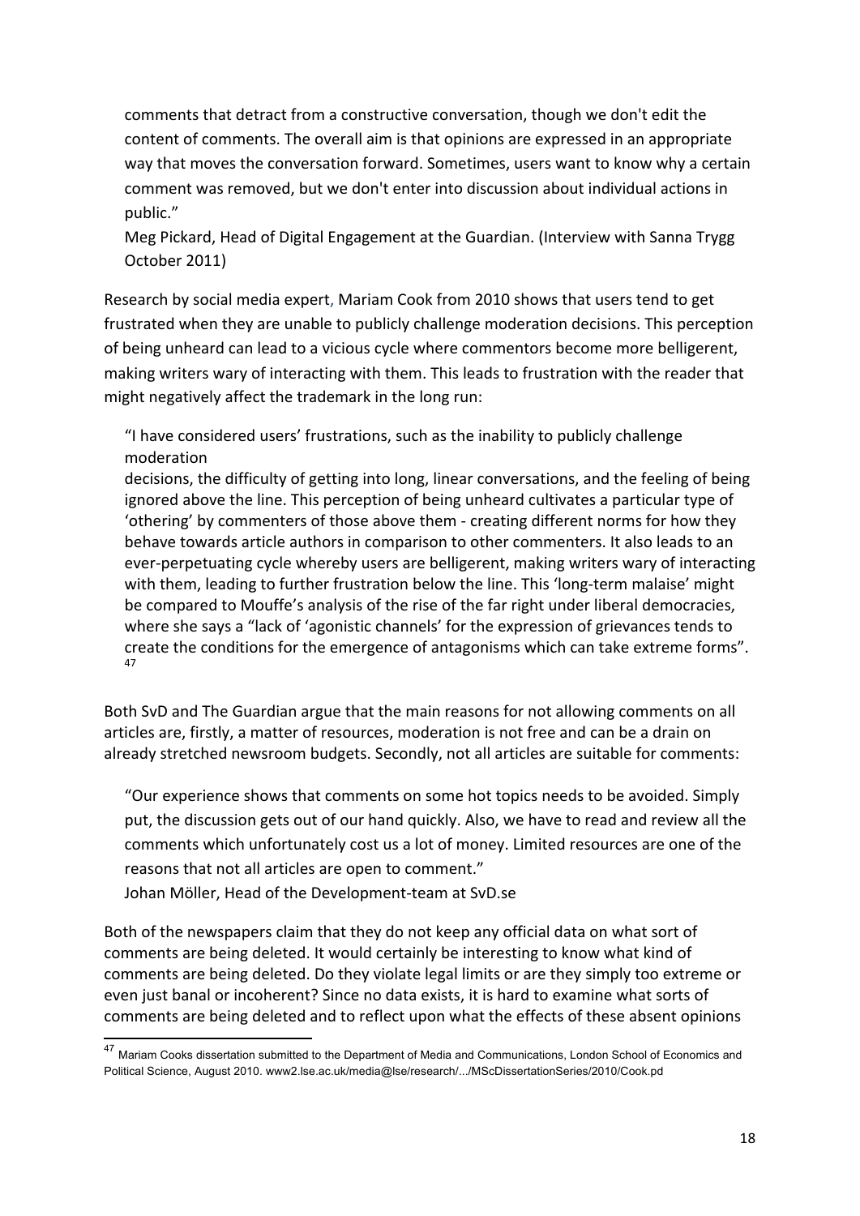comments that detract from a constructive conversation, though we don't edit the content of comments. The overall aim is that opinions are expressed in an appropriate way that moves the conversation forward. Sometimes, users want to know why a certain comment was removed, but we don't enter into discussion about individual actions in public."

Meg Pickard, Head of Digital Engagement at the Guardian. (Interview with Sanna Trygg October 2011)

Research by social media expert, Mariam Cook from 2010 shows that users tend to get frustrated when they are unable to publicly challenge moderation decisions. This perception of being unheard can lead to a vicious cycle where commentors become more belligerent, making writers wary of interacting with them. This leads to frustration with the reader that might negatively affect the trademark in the long run:

> "I have considered users' frustrations, such as the inability to publicly challenge moderation decisions, the difficulty of getting into long, linear conversations, and the feeling of being ignored above the line. This perception of being unheard cultivates a particular type of 'othering' by commenters of those above them - creating different norms for how they behave towards article authors in comparison to other commenters. It also leads to an ever-perpetuating cycle whereby users are belligerent, making writers wary of interacting with them, leading to further frustration below the line. This 'long-term malaise' might be compared to Mouffe's analysis of the rise of the far right under liberal democracies, where she says a "lack of 'agonistic channels' for the expression of grievances tends to create the conditions for the emergence of antagonisms which can take extreme forms".[47]

Both SvD and The Guardian argue that the main reasons for not allowing comments on all articles are, firstly, a matter of resources, moderation is not free and can be a drain on already stretched newsroom budgets. Secondly, not all articles are suitable for comments:

> "Our experience shows that comments on some hot topics needs to be avoided. Simply put, the discussion gets out of our hand quickly. Also, we have to read and review all the comments which unfortunately cost us a lot of money. Limited resources are one of the reasons that not all articles are open to comment."
>
> Johan Möller, Head of the Development-team at SvD.se

Both of the newspapers claim that they do not keep any official data on what sort of comments are being deleted. It would certainly be interesting to know what kind of comments are being deleted. Do they violate legal limits or are they simply too extreme or even just banal or incoherent? Since no data exists, it is hard to examine what sorts of comments are being deleted and to reflect upon what the effects of these absent opinions

---

[47] Mariam Cooks dissertation submitted to the Department of Media and Communications, London School of Economics and Political Science, August 2010. www2.lse.ac.uk/media@lse/research/.../MScDissertationSeries/2010/Cook.pd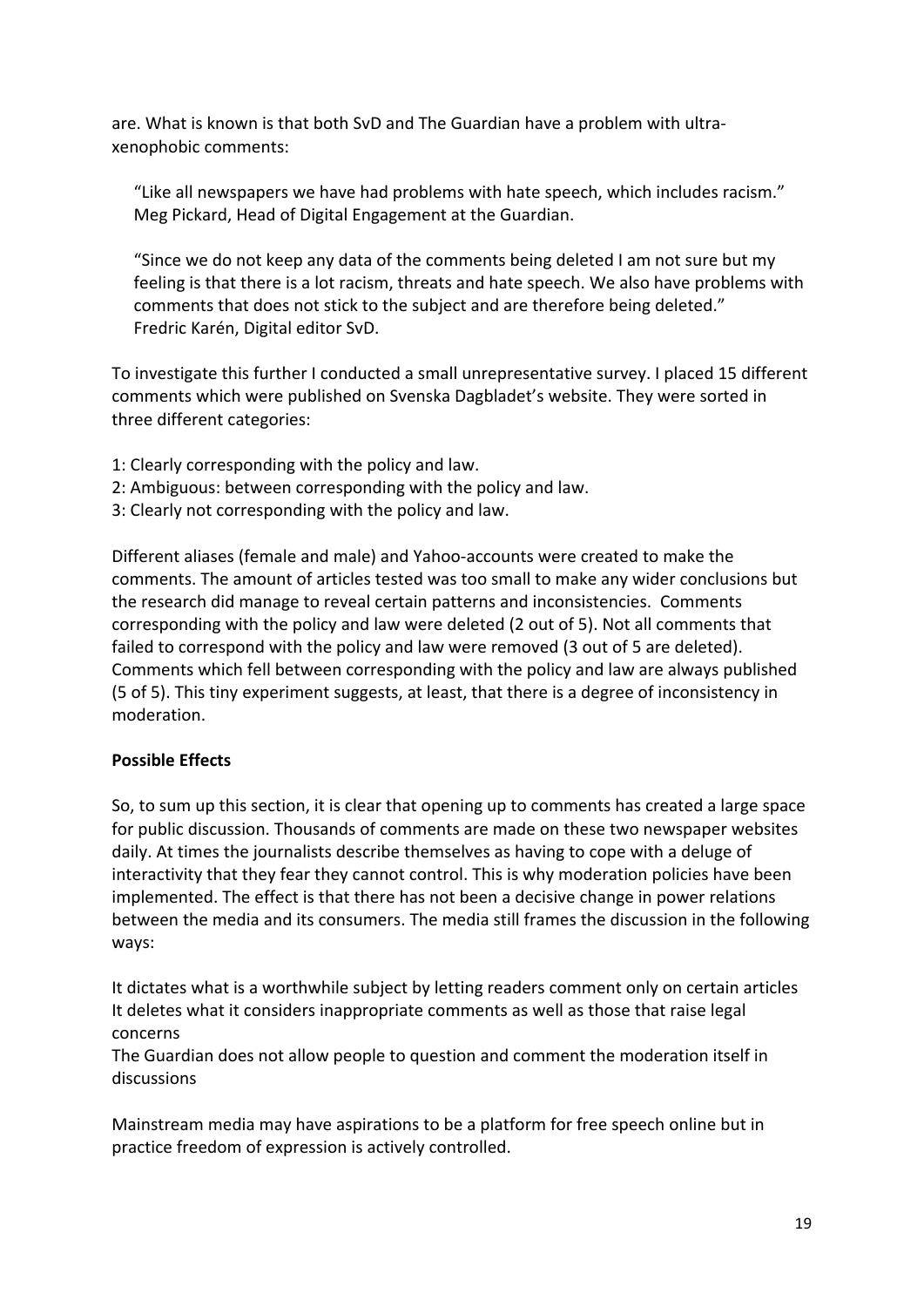are. What is known is that both SvD and The Guardian have a problem with ultra-xenophobic comments:

> "Like all newspapers we have had problems with hate speech, which includes racism." Meg Pickard, Head of Digital Engagement at the Guardian.
>
> "Since we do not keep any data of the comments being deleted I am not sure but my feeling is that there is a lot racism, threats and hate speech. We also have problems with comments that does not stick to the subject and are therefore being deleted." Fredric Karén, Digital editor SvD.

To investigate this further I conducted a small unrepresentative survey. I placed 15 different comments which were published on Svenska Dagbladet's website. They were sorted in three different categories:

1: Clearly corresponding with the policy and law.
2: Ambiguous: between corresponding with the policy and law.
3: Clearly not corresponding with the policy and law.

Different aliases (female and male) and Yahoo-accounts were created to make the comments. The amount of articles tested was too small to make any wider conclusions but the research did manage to reveal certain patterns and inconsistencies. Comments corresponding with the policy and law were deleted (2 out of 5). Not all comments that failed to correspond with the policy and law were removed (3 out of 5 are deleted). Comments which fell between corresponding with the policy and law are always published (5 of 5). This tiny experiment suggests, at least, that there is a degree of inconsistency in moderation.

**Possible Effects**

So, to sum up this section, it is clear that opening up to comments has created a large space for public discussion. Thousands of comments are made on these two newspaper websites daily. At times the journalists describe themselves as having to cope with a deluge of interactivity that they fear they cannot control. This is why moderation policies have been implemented. The effect is that there has not been a decisive change in power relations between the media and its consumers. The media still frames the discussion in the following ways:

It dictates what is a worthwhile subject by letting readers comment only on certain articles
It deletes what it considers inappropriate comments as well as those that raise legal concerns
The Guardian does not allow people to question and comment the moderation itself in discussions

Mainstream media may have aspirations to be a platform for free speech online but in practice freedom of expression is actively controlled.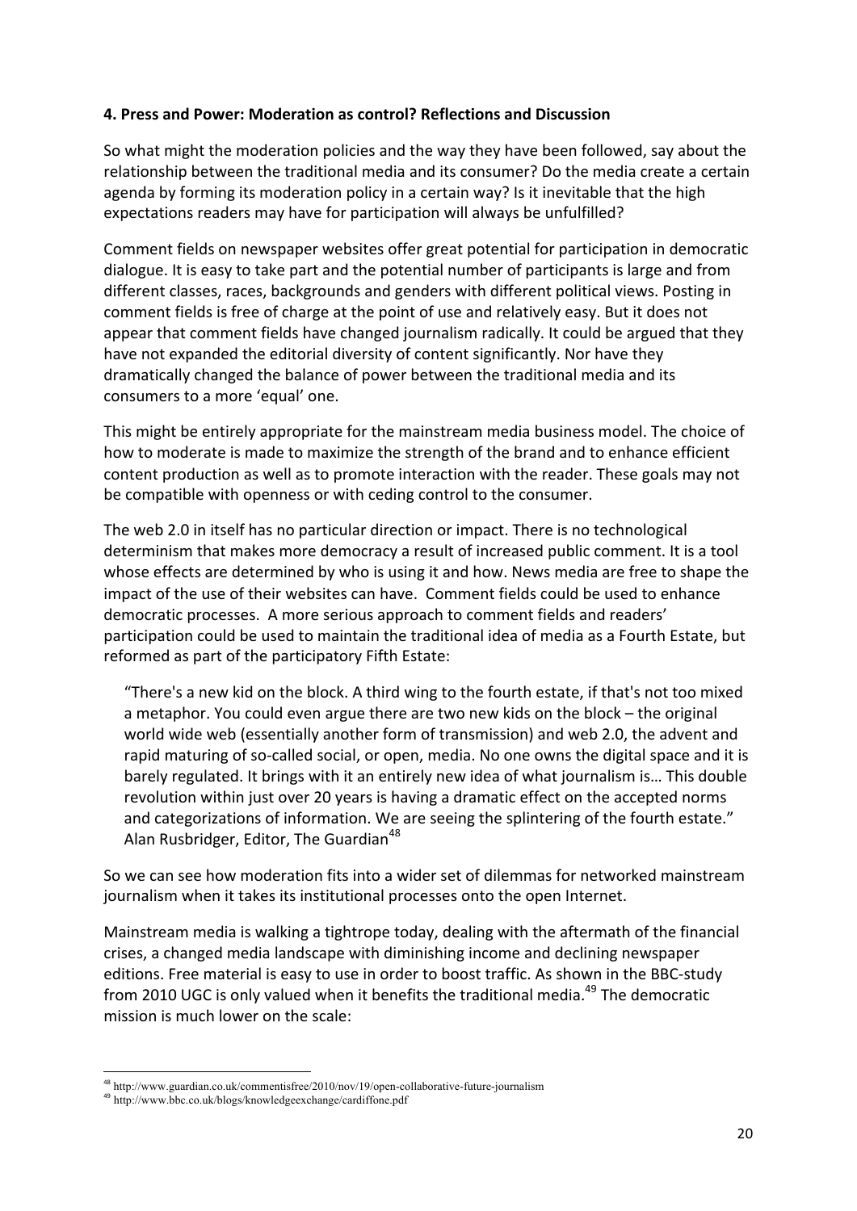### 4. Press and Power: Moderation as control? Reflections and Discussion

So what might the moderation policies and the way they have been followed, say about the relationship between the traditional media and its consumer? Do the media create a certain agenda by forming its moderation policy in a certain way? Is it inevitable that the high expectations readers may have for participation will always be unfulfilled?

Comment fields on newspaper websites offer great potential for participation in democratic dialogue. It is easy to take part and the potential number of participants is large and from different classes, races, backgrounds and genders with different political views. Posting in comment fields is free of charge at the point of use and relatively easy. But it does not appear that comment fields have changed journalism radically. It could be argued that they have not expanded the editorial diversity of content significantly. Nor have they dramatically changed the balance of power between the traditional media and its consumers to a more 'equal' one.

This might be entirely appropriate for the mainstream media business model. The choice of how to moderate is made to maximize the strength of the brand and to enhance efficient content production as well as to promote interaction with the reader. These goals may not be compatible with openness or with ceding control to the consumer.

The web 2.0 in itself has no particular direction or impact. There is no technological determinism that makes more democracy a result of increased public comment. It is a tool whose effects are determined by who is using it and how. News media are free to shape the impact of the use of their websites can have. Comment fields could be used to enhance democratic processes. A more serious approach to comment fields and readers' participation could be used to maintain the traditional idea of media as a Fourth Estate, but reformed as part of the participatory Fifth Estate:

> "There's a new kid on the block. A third wing to the fourth estate, if that's not too mixed a metaphor. You could even argue there are two new kids on the block – the original world wide web (essentially another form of transmission) and web 2.0, the advent and rapid maturing of so-called social, or open, media. No one owns the digital space and it is barely regulated. It brings with it an entirely new idea of what journalism is… This double revolution within just over 20 years is having a dramatic effect on the accepted norms and categorizations of information. We are seeing the splintering of the fourth estate." Alan Rusbridger, Editor, The Guardian[48]

So we can see how moderation fits into a wider set of dilemmas for networked mainstream journalism when it takes its institutional processes onto the open Internet.

Mainstream media is walking a tightrope today, dealing with the aftermath of the financial crises, a changed media landscape with diminishing income and declining newspaper editions. Free material is easy to use in order to boost traffic. As shown in the BBC-study from 2010 UGC is only valued when it benefits the traditional media.[49] The democratic mission is much lower on the scale:

[48] http://www.guardian.co.uk/commentisfree/2010/nov/19/open-collaborative-future-journalism

[49] http://www.bbc.co.uk/blogs/knowledgeexchange/cardiffone.pdf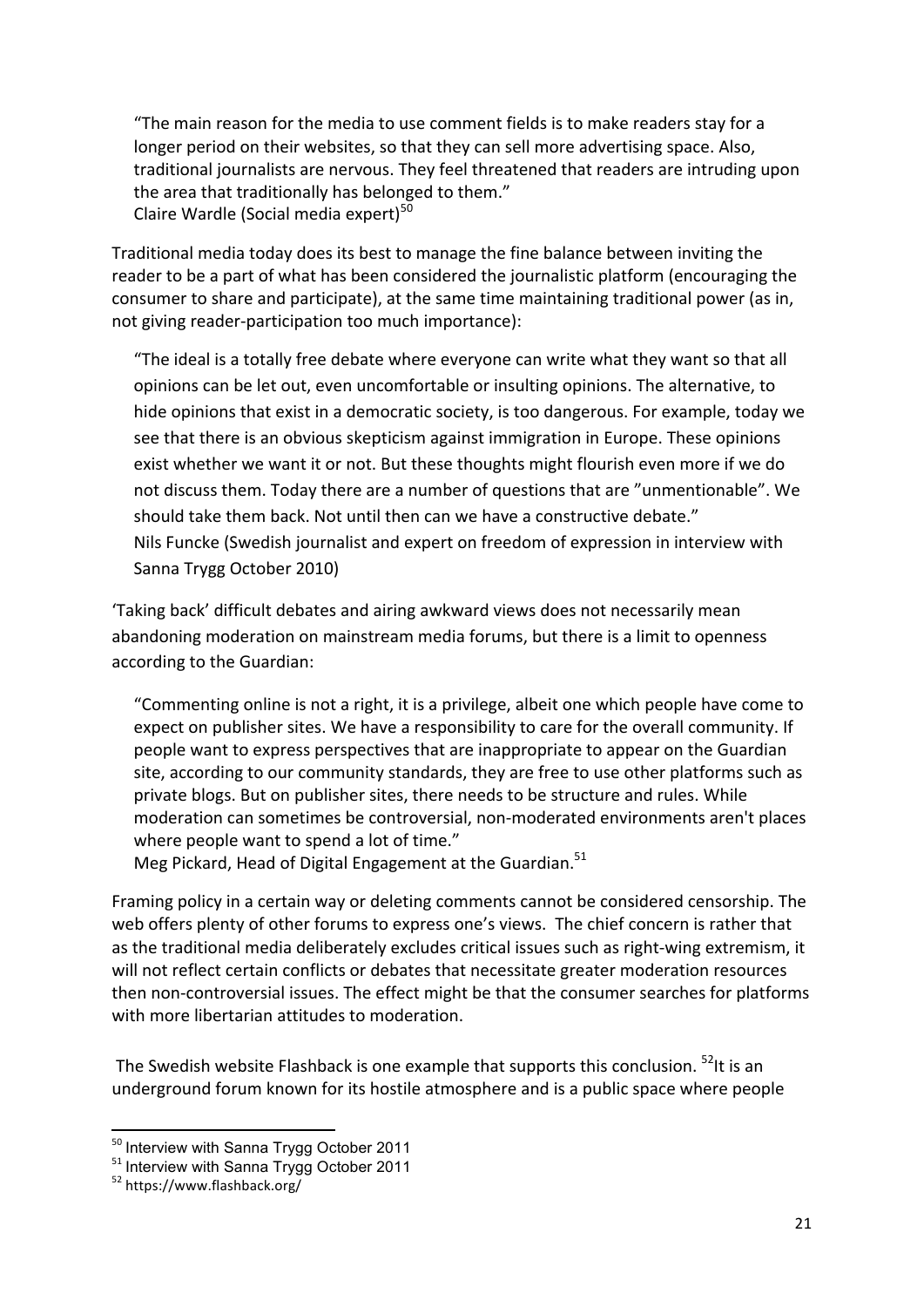> "The main reason for the media to use comment fields is to make readers stay for a longer period on their websites, so that they can sell more advertising space. Also, traditional journalists are nervous. They feel threatened that readers are intruding upon the area that traditionally has belonged to them."
> Claire Wardle (Social media expert)[50]

Traditional media today does its best to manage the fine balance between inviting the reader to be a part of what has been considered the journalistic platform (encouraging the consumer to share and participate), at the same time maintaining traditional power (as in, not giving reader-participation too much importance):

> "The ideal is a totally free debate where everyone can write what they want so that all opinions can be let out, even uncomfortable or insulting opinions. The alternative, to hide opinions that exist in a democratic society, is too dangerous. For example, today we see that there is an obvious skepticism against immigration in Europe. These opinions exist whether we want it or not. But these thoughts might flourish even more if we do not discuss them. Today there are a number of questions that are "unmentionable". We should take them back. Not until then can we have a constructive debate."
> Nils Funcke (Swedish journalist and expert on freedom of expression in interview with Sanna Trygg October 2010)

'Taking back' difficult debates and airing awkward views does not necessarily mean abandoning moderation on mainstream media forums, but there is a limit to openness according to the Guardian:

> "Commenting online is not a right, it is a privilege, albeit one which people have come to expect on publisher sites. We have a responsibility to care for the overall community. If people want to express perspectives that are inappropriate to appear on the Guardian site, according to our community standards, they are free to use other platforms such as private blogs. But on publisher sites, there needs to be structure and rules. While moderation can sometimes be controversial, non-moderated environments aren't places where people want to spend a lot of time."
> Meg Pickard, Head of Digital Engagement at the Guardian.[51]

Framing policy in a certain way or deleting comments cannot be considered censorship. The web offers plenty of other forums to express one's views. The chief concern is rather that as the traditional media deliberately excludes critical issues such as right-wing extremism, it will not reflect certain conflicts or debates that necessitate greater moderation resources then non-controversial issues. The effect might be that the consumer searches for platforms with more libertarian attitudes to moderation.

The Swedish website Flashback is one example that supports this conclusion. [52]It is an underground forum known for its hostile atmosphere and is a public space where people

---

[50] Interview with Sanna Trygg October 2011

[51] Interview with Sanna Trygg October 2011

[52] https://www.flashback.org/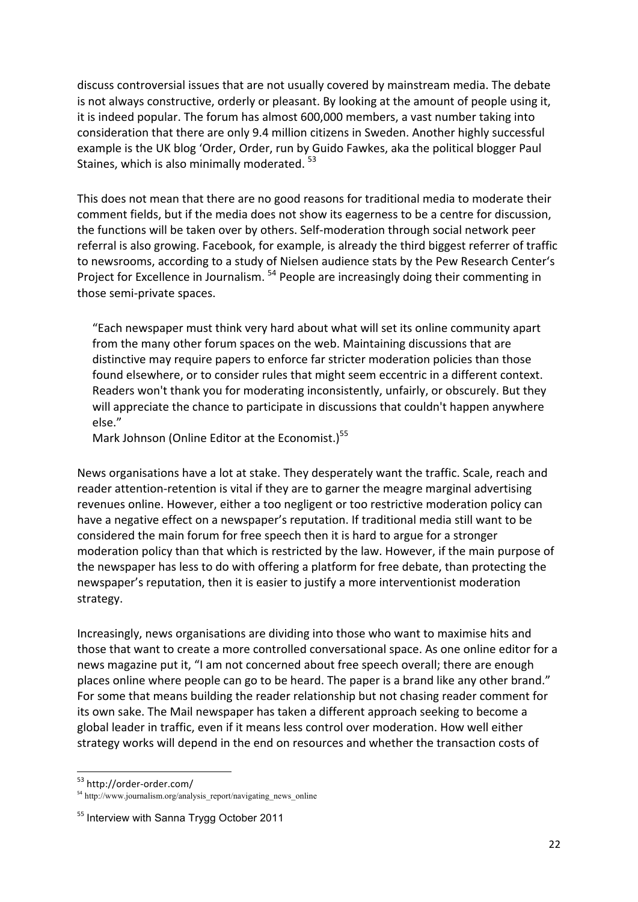discuss controversial issues that are not usually covered by mainstream media. The debate is not always constructive, orderly or pleasant. By looking at the amount of people using it, it is indeed popular. The forum has almost 600,000 members, a vast number taking into consideration that there are only 9.4 million citizens in Sweden. Another highly successful example is the UK blog 'Order, Order, run by Guido Fawkes, aka the political blogger Paul Staines, which is also minimally moderated. [53]

This does not mean that there are no good reasons for traditional media to moderate their comment fields, but if the media does not show its eagerness to be a centre for discussion, the functions will be taken over by others. Self-moderation through social network peer referral is also growing. Facebook, for example, is already the third biggest referrer of traffic to newsrooms, according to a study of Nielsen audience stats by the Pew Research Center's Project for Excellence in Journalism. [54] People are increasingly doing their commenting in those semi-private spaces.

> "Each newspaper must think very hard about what will set its online community apart from the many other forum spaces on the web. Maintaining discussions that are distinctive may require papers to enforce far stricter moderation policies than those found elsewhere, or to consider rules that might seem eccentric in a different context. Readers won't thank you for moderating inconsistently, unfairly, or obscurely. But they will appreciate the chance to participate in discussions that couldn't happen anywhere else."
> Mark Johnson (Online Editor at the Economist.)[55]

News organisations have a lot at stake. They desperately want the traffic. Scale, reach and reader attention-retention is vital if they are to garner the meagre marginal advertising revenues online. However, either a too negligent or too restrictive moderation policy can have a negative effect on a newspaper's reputation. If traditional media still want to be considered the main forum for free speech then it is hard to argue for a stronger moderation policy than that which is restricted by the law. However, if the main purpose of the newspaper has less to do with offering a platform for free debate, than protecting the newspaper's reputation, then it is easier to justify a more interventionist moderation strategy.

Increasingly, news organisations are dividing into those who want to maximise hits and those that want to create a more controlled conversational space. As one online editor for a news magazine put it, "I am not concerned about free speech overall; there are enough places online where people can go to be heard. The paper is a brand like any other brand." For some that means building the reader relationship but not chasing reader comment for its own sake. The Mail newspaper has taken a different approach seeking to become a global leader in traffic, even if it means less control over moderation. How well either strategy works will depend in the end on resources and whether the transaction costs of

---

[53] http://order-order.com/

[54] http://www.journalism.org/analysis_report/navigating_news_online

[55] Interview with Sanna Trygg October 2011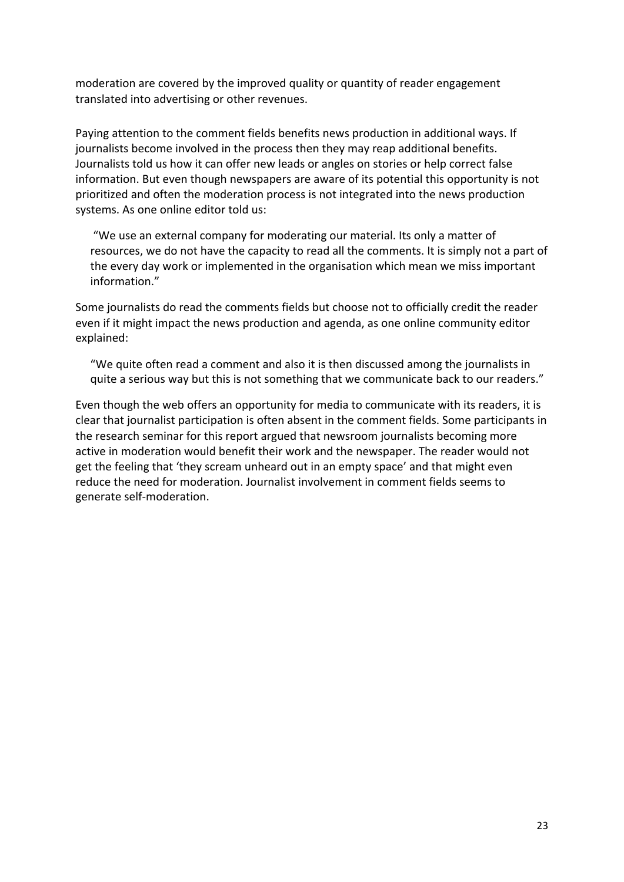moderation are covered by the improved quality or quantity of reader engagement translated into advertising or other revenues.

Paying attention to the comment fields benefits news production in additional ways. If journalists become involved in the process then they may reap additional benefits. Journalists told us how it can offer new leads or angles on stories or help correct false information. But even though newspapers are aware of its potential this opportunity is not prioritized and often the moderation process is not integrated into the news production systems. As one online editor told us:

> "We use an external company for moderating our material. Its only a matter of resources, we do not have the capacity to read all the comments. It is simply not a part of the every day work or implemented in the organisation which mean we miss important information."

Some journalists do read the comments fields but choose not to officially credit the reader even if it might impact the news production and agenda, as one online community editor explained:

> "We quite often read a comment and also it is then discussed among the journalists in quite a serious way but this is not something that we communicate back to our readers."

Even though the web offers an opportunity for media to communicate with its readers, it is clear that journalist participation is often absent in the comment fields. Some participants in the research seminar for this report argued that newsroom journalists becoming more active in moderation would benefit their work and the newspaper. The reader would not get the feeling that 'they scream unheard out in an empty space' and that might even reduce the need for moderation. Journalist involvement in comment fields seems to generate self-moderation.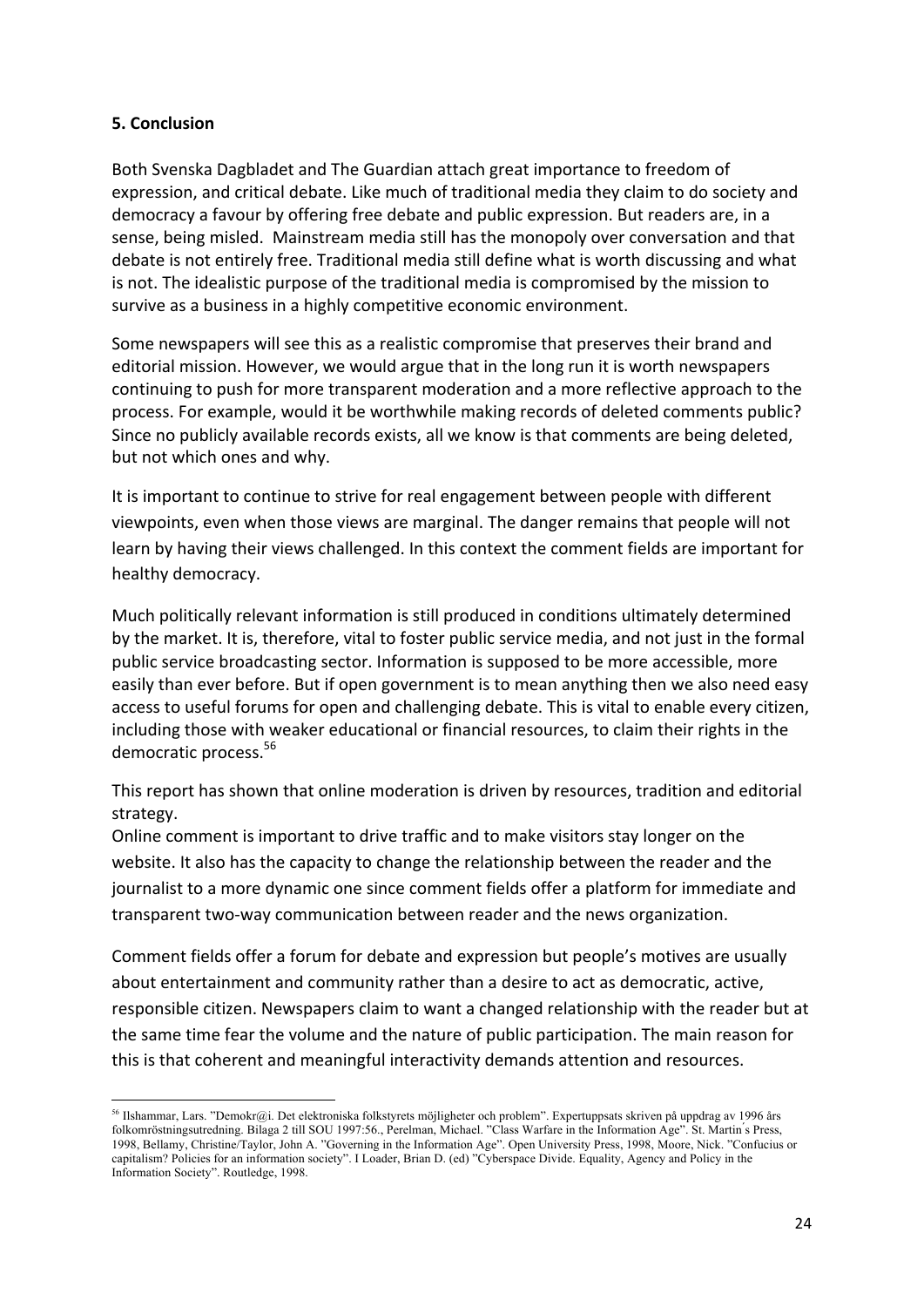## 5. Conclusion

Both Svenska Dagbladet and The Guardian attach great importance to freedom of expression, and critical debate. Like much of traditional media they claim to do society and democracy a favour by offering free debate and public expression. But readers are, in a sense, being misled. Mainstream media still has the monopoly over conversation and that debate is not entirely free. Traditional media still define what is worth discussing and what is not. The idealistic purpose of the traditional media is compromised by the mission to survive as a business in a highly competitive economic environment.

Some newspapers will see this as a realistic compromise that preserves their brand and editorial mission. However, we would argue that in the long run it is worth newspapers continuing to push for more transparent moderation and a more reflective approach to the process. For example, would it be worthwhile making records of deleted comments public? Since no publicly available records exists, all we know is that comments are being deleted, but not which ones and why.

It is important to continue to strive for real engagement between people with different viewpoints, even when those views are marginal. The danger remains that people will not learn by having their views challenged. In this context the comment fields are important for healthy democracy.

Much politically relevant information is still produced in conditions ultimately determined by the market. It is, therefore, vital to foster public service media, and not just in the formal public service broadcasting sector. Information is supposed to be more accessible, more easily than ever before. But if open government is to mean anything then we also need easy access to useful forums for open and challenging debate. This is vital to enable every citizen, including those with weaker educational or financial resources, to claim their rights in the democratic process.[56]

This report has shown that online moderation is driven by resources, tradition and editorial strategy.
Online comment is important to drive traffic and to make visitors stay longer on the website. It also has the capacity to change the relationship between the reader and the journalist to a more dynamic one since comment fields offer a platform for immediate and transparent two-way communication between reader and the news organization.

Comment fields offer a forum for debate and expression but people's motives are usually about entertainment and community rather than a desire to act as democratic, active, responsible citizen. Newspapers claim to want a changed relationship with the reader but at the same time fear the volume and the nature of public participation. The main reason for this is that coherent and meaningful interactivity demands attention and resources.

[56] Ilshammar, Lars. "Demokr@i. Det elektroniska folkstyrets möjligheter och problem". Expertuppsats skriven på uppdrag av 1996 års folkomröstningsutredning. Bilaga 2 till SOU 1997:56., Perelman, Michael. "Class Warfare in the Information Age". St. Martin´s Press, 1998, Bellamy, Christine/Taylor, John A. "Governing in the Information Age". Open University Press, 1998, Moore, Nick. "Confucius or capitalism? Policies for an information society". I Loader, Brian D. (ed) "Cyberspace Divide. Equality, Agency and Policy in the Information Society". Routledge, 1998.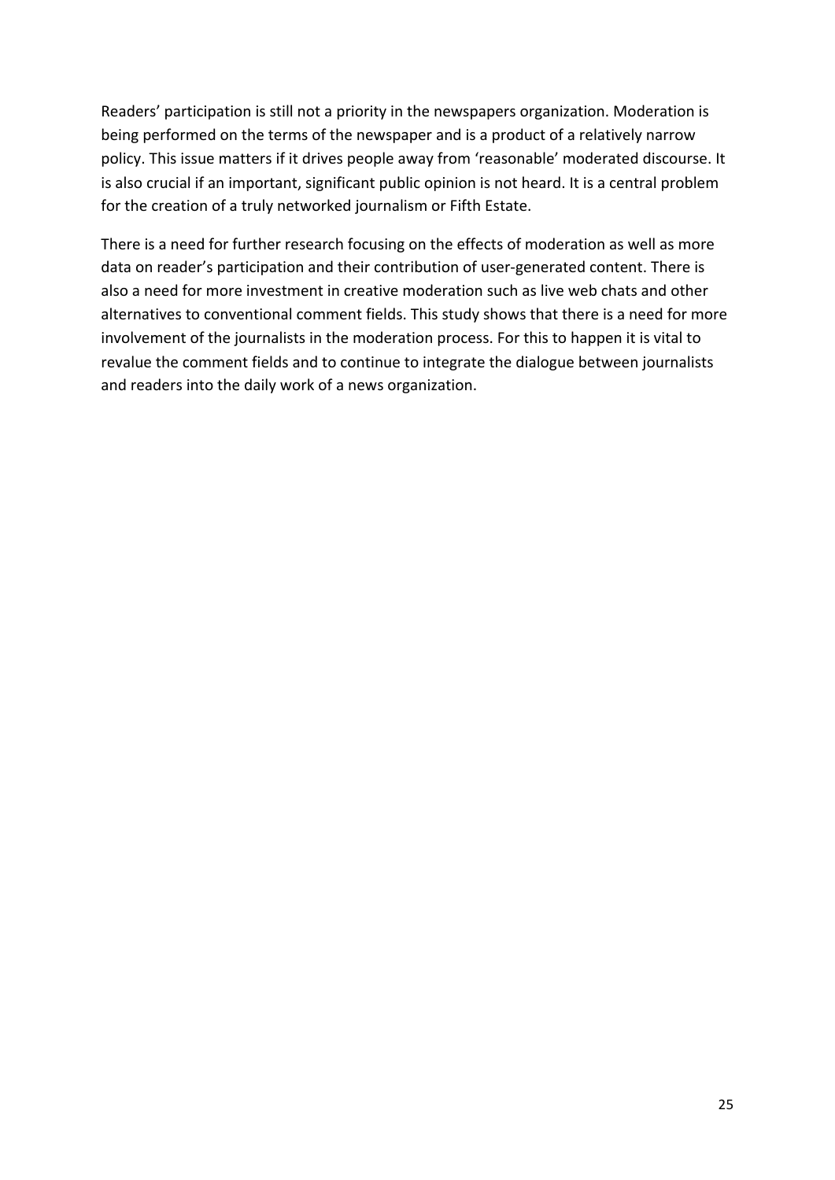Readers' participation is still not a priority in the newspapers organization. Moderation is being performed on the terms of the newspaper and is a product of a relatively narrow policy. This issue matters if it drives people away from 'reasonable' moderated discourse. It is also crucial if an important, significant public opinion is not heard. It is a central problem for the creation of a truly networked journalism or Fifth Estate.

There is a need for further research focusing on the effects of moderation as well as more data on reader's participation and their contribution of user-generated content. There is also a need for more investment in creative moderation such as live web chats and other alternatives to conventional comment fields. This study shows that there is a need for more involvement of the journalists in the moderation process. For this to happen it is vital to revalue the comment fields and to continue to integrate the dialogue between journalists and readers into the daily work of a news organization.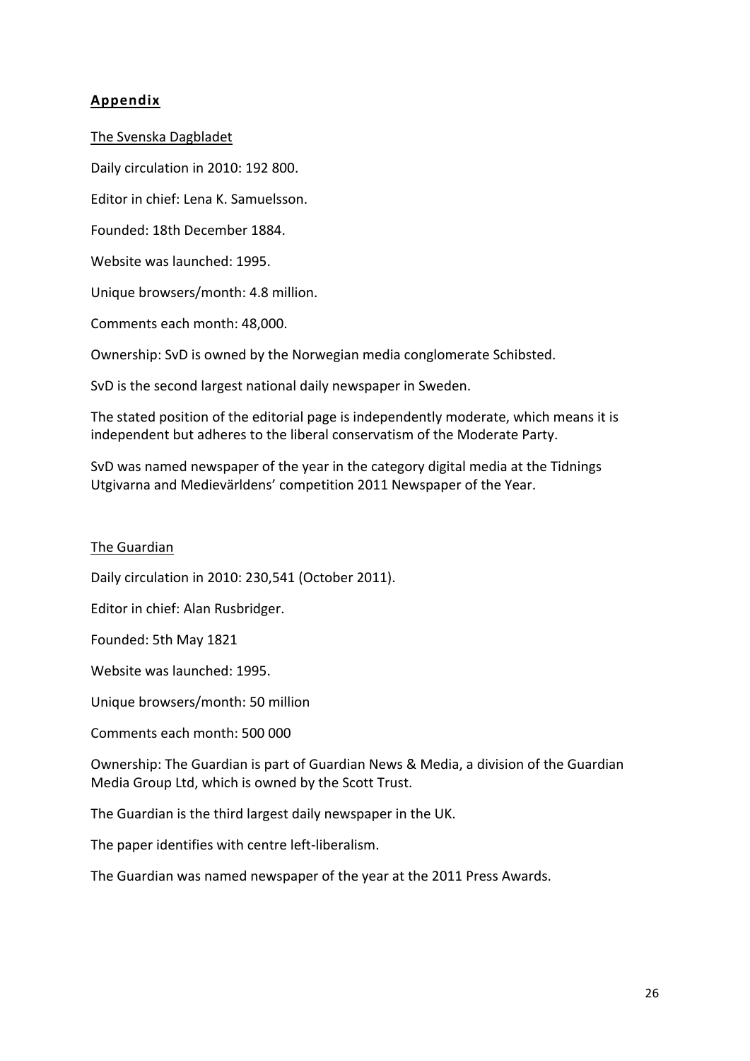## **Appendix**

<u>The Svenska Dagbladet</u>

Daily circulation in 2010: 192 800.

Editor in chief: Lena K. Samuelsson.

Founded: 18th December 1884.

Website was launched: 1995.

Unique browsers/month: 4.8 million.

Comments each month: 48,000.

Ownership: SvD is owned by the Norwegian media conglomerate Schibsted.

SvD is the second largest national daily newspaper in Sweden.

The stated position of the editorial page is independently moderate, which means it is independent but adheres to the liberal conservatism of the Moderate Party.

SvD was named newspaper of the year in the category digital media at the Tidnings Utgivarna and Medievärldens' competition 2011 Newspaper of the Year.

<u>The Guardian</u>

Daily circulation in 2010: 230,541 (October 2011).

Editor in chief: Alan Rusbridger.

Founded: 5th May 1821

Website was launched: 1995.

Unique browsers/month: 50 million

Comments each month: 500 000

Ownership: The Guardian is part of Guardian News & Media, a division of the Guardian Media Group Ltd, which is owned by the Scott Trust.

The Guardian is the third largest daily newspaper in the UK.

The paper identifies with centre left-liberalism.

The Guardian was named newspaper of the year at the 2011 Press Awards.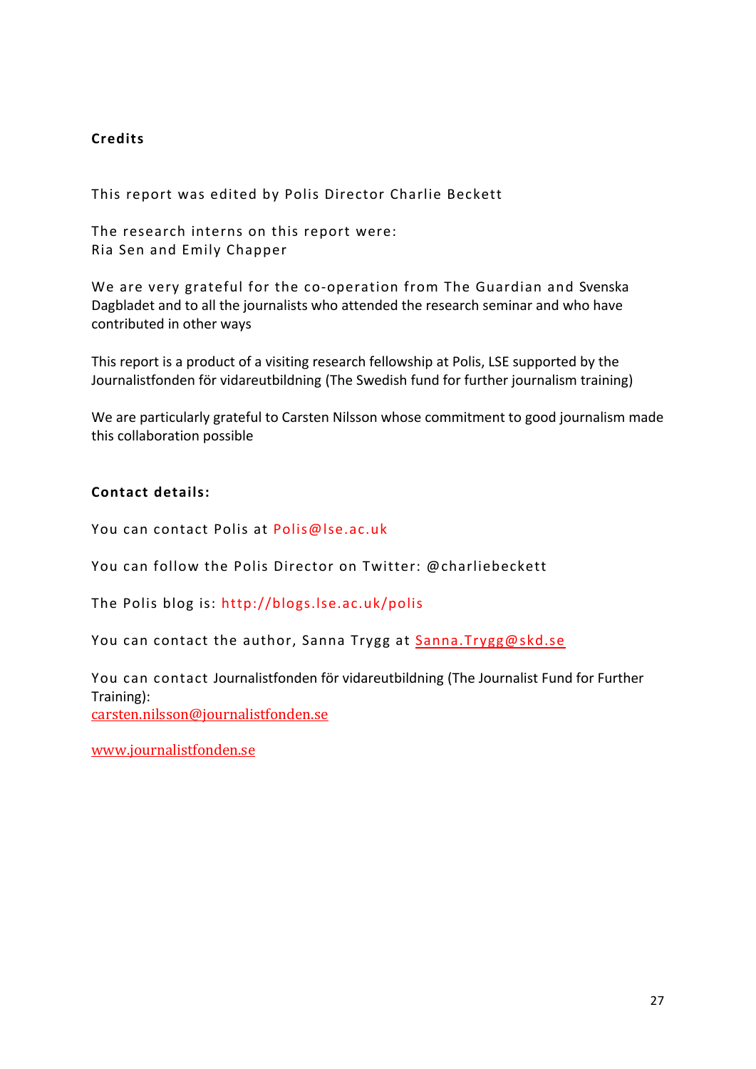**Credits**

This report was edited by Polis Director Charlie Beckett

The research interns on this report were:
Ria Sen and Emily Chapper

We are very grateful for the co-operation from The Guardian and Svenska Dagbladet and to all the journalists who attended the research seminar and who have contributed in other ways

This report is a product of a visiting research fellowship at Polis, LSE supported by the Journalistfonden för vidareutbildning (The Swedish fund for further journalism training)

We are particularly grateful to Carsten Nilsson whose commitment to good journalism made this collaboration possible

**Contact details:**

You can contact Polis at Polis@lse.ac.uk

You can follow the Polis Director on Twitter: @charliebeckett

The Polis blog is: http://blogs.lse.ac.uk/polis

You can contact the author, Sanna Trygg at Sanna.Trygg@skd.se

You can contact Journalistfonden för vidareutbildning (The Journalist Fund for Further Training):
carsten.nilsson@journalistfonden.se

www.journalistfonden.se